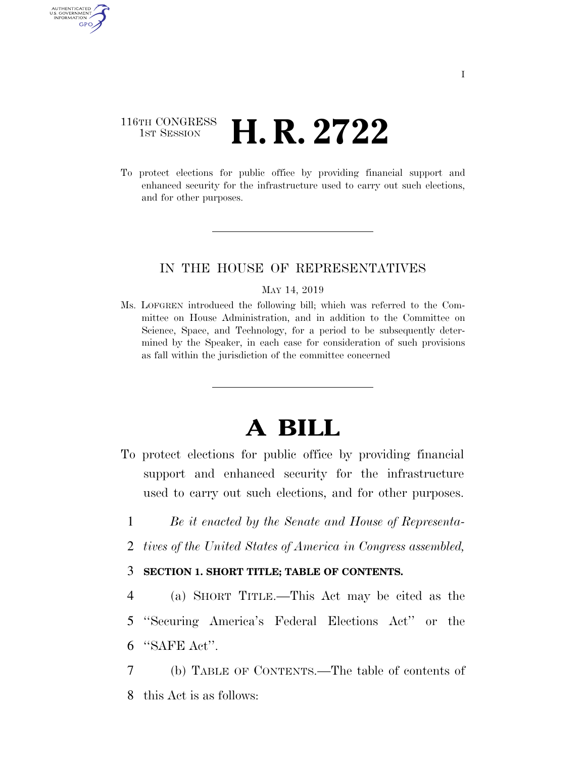116TH CONGRESS
1ST SESSION

# H. R. 2722

To protect elections for public office by providing financial support and enhanced security for the infrastructure used to carry out such elections, and for other purposes.

IN THE HOUSE OF REPRESENTATIVES

MAY 14, 2019

Ms. LOFGREN introduced the following bill; which was referred to the Committee on House Administration, and in addition to the Committee on Science, Space, and Technology, for a period to be subsequently determined by the Speaker, in each case for consideration of such provisions as fall within the jurisdiction of the committee concerned

# A BILL

To protect elections for public office by providing financial support and enhanced security for the infrastructure used to carry out such elections, and for other purposes.

1 *Be it enacted by the Senate and House of Representa-*
2 *tives of the United States of America in Congress assembled,*

3 **SECTION 1. SHORT TITLE; TABLE OF CONTENTS.**

4 (a) SHORT TITLE.—This Act may be cited as the
5 ''Securing America's Federal Elections Act'' or the
6 ''SAFE Act''.

7 (b) TABLE OF CONTENTS.—The table of contents of
8 this Act is as follows: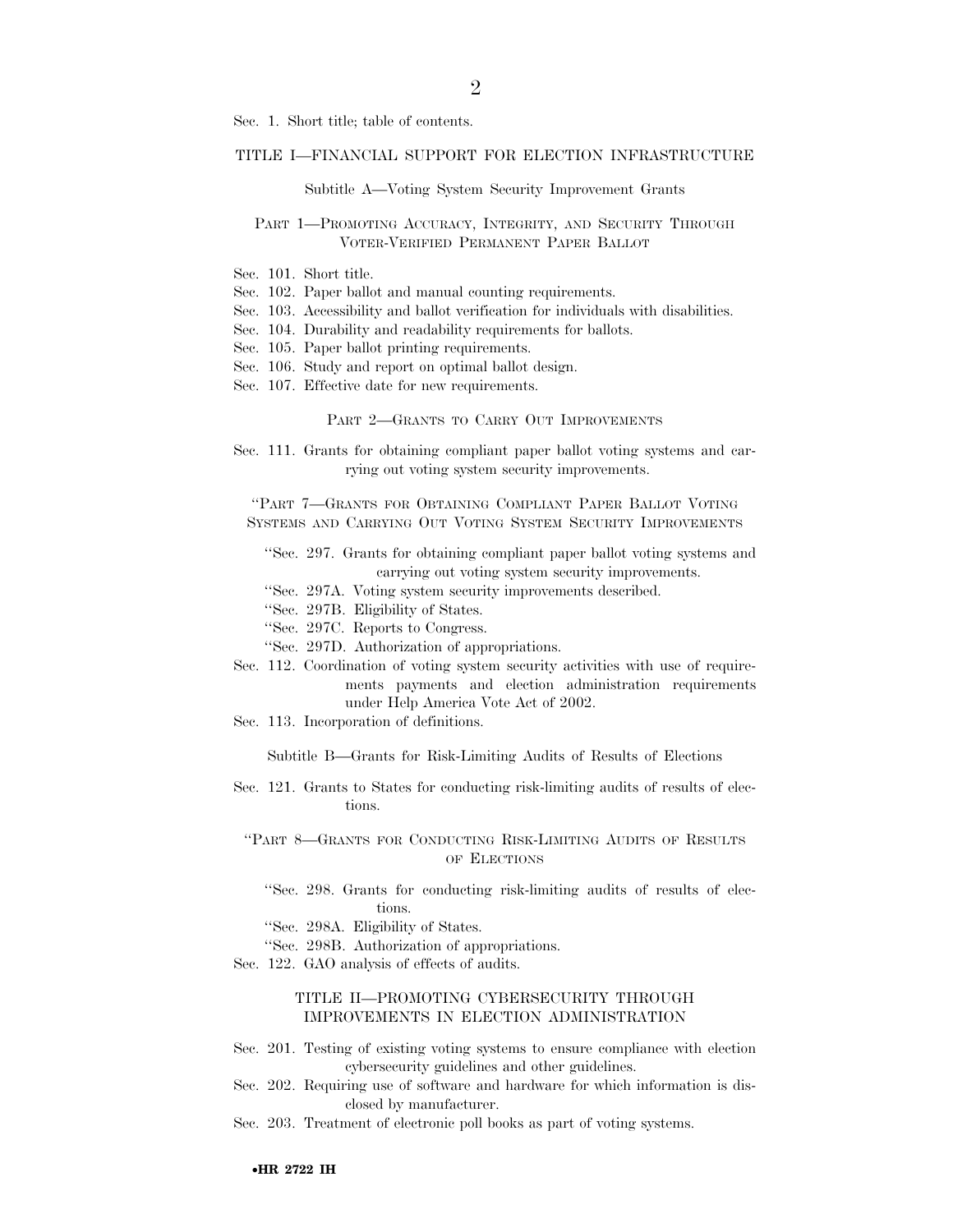Sec. 1. Short title; table of contents.

TITLE I—FINANCIAL SUPPORT FOR ELECTION INFRASTRUCTURE

Subtitle A—Voting System Security Improvement Grants

PART 1—PROMOTING ACCURACY, INTEGRITY, AND SECURITY THROUGH VOTER-VERIFIED PERMANENT PAPER BALLOT

Sec. 101. Short title.
Sec. 102. Paper ballot and manual counting requirements.
Sec. 103. Accessibility and ballot verification for individuals with disabilities.
Sec. 104. Durability and readability requirements for ballots.
Sec. 105. Paper ballot printing requirements.
Sec. 106. Study and report on optimal ballot design.
Sec. 107. Effective date for new requirements.

PART 2—GRANTS TO CARRY OUT IMPROVEMENTS

Sec. 111. Grants for obtaining compliant paper ballot voting systems and carrying out voting system security improvements.

"PART 7—GRANTS FOR OBTAINING COMPLIANT PAPER BALLOT VOTING SYSTEMS AND CARRYING OUT VOTING SYSTEM SECURITY IMPROVEMENTS

"Sec. 297. Grants for obtaining compliant paper ballot voting systems and carrying out voting system security improvements.
"Sec. 297A. Voting system security improvements described.
"Sec. 297B. Eligibility of States.
"Sec. 297C. Reports to Congress.
"Sec. 297D. Authorization of appropriations.

Sec. 112. Coordination of voting system security activities with use of requirements payments and election administration requirements under Help America Vote Act of 2002.
Sec. 113. Incorporation of definitions.

Subtitle B—Grants for Risk-Limiting Audits of Results of Elections

Sec. 121. Grants to States for conducting risk-limiting audits of results of elections.

"PART 8—GRANTS FOR CONDUCTING RISK-LIMITING AUDITS OF RESULTS OF ELECTIONS

"Sec. 298. Grants for conducting risk-limiting audits of results of elections.
"Sec. 298A. Eligibility of States.
"Sec. 298B. Authorization of appropriations.

Sec. 122. GAO analysis of effects of audits.

TITLE II—PROMOTING CYBERSECURITY THROUGH IMPROVEMENTS IN ELECTION ADMINISTRATION

Sec. 201. Testing of existing voting systems to ensure compliance with election cybersecurity guidelines and other guidelines.
Sec. 202. Requiring use of software and hardware for which information is disclosed by manufacturer.
Sec. 203. Treatment of electronic poll books as part of voting systems.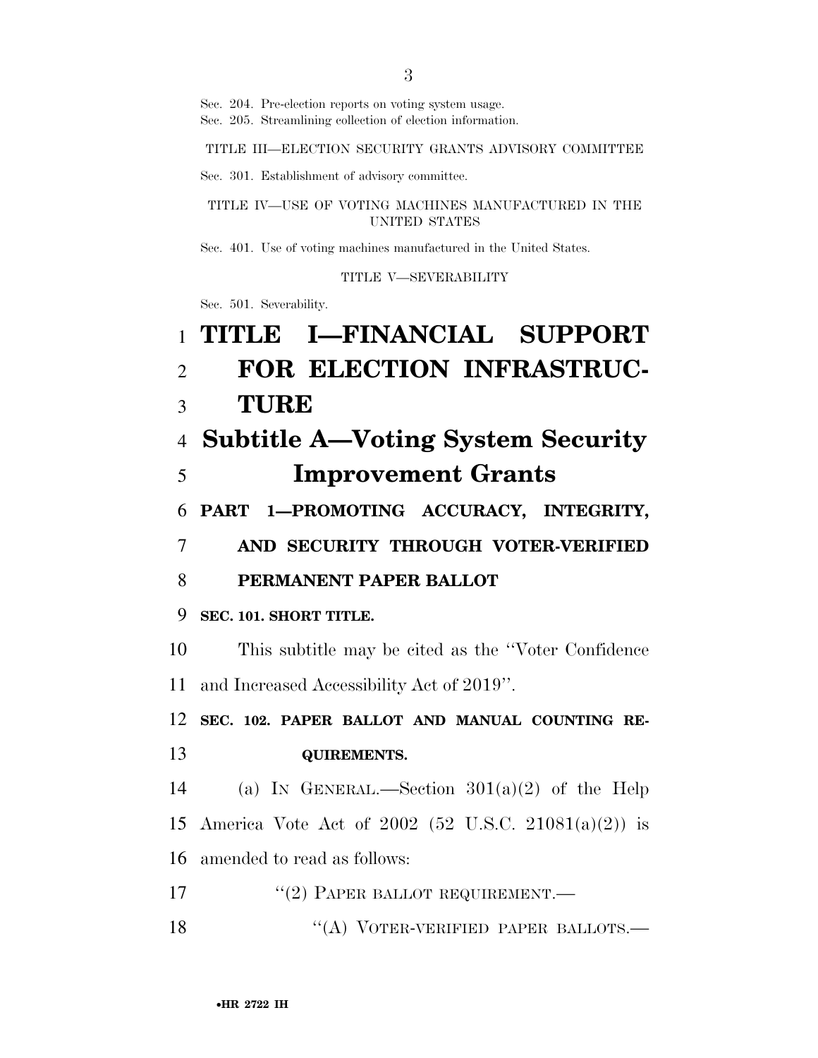Sec. 204. Pre-election reports on voting system usage.
Sec. 205. Streamlining collection of election information.

TITLE III—ELECTION SECURITY GRANTS ADVISORY COMMITTEE

Sec. 301. Establishment of advisory committee.

TITLE IV—USE OF VOTING MACHINES MANUFACTURED IN THE UNITED STATES

Sec. 401. Use of voting machines manufactured in the United States.

TITLE V—SEVERABILITY

Sec. 501. Severability.

# TITLE I—FINANCIAL SUPPORT FOR ELECTION INFRASTRUCTURE

## Subtitle A—Voting System Security Improvement Grants

### PART 1—PROMOTING ACCURACY, INTEGRITY, AND SECURITY THROUGH VOTER-VERIFIED PERMANENT PAPER BALLOT

**SEC. 101. SHORT TITLE.**

This subtitle may be cited as the "Voter Confidence and Increased Accessibility Act of 2019".

**SEC. 102. PAPER BALLOT AND MANUAL COUNTING REQUIREMENTS.**

(a) IN GENERAL.—Section 301(a)(2) of the Help America Vote Act of 2002 (52 U.S.C. 21081(a)(2)) is amended to read as follows:

"(2) PAPER BALLOT REQUIREMENT.—

"(A) VOTER-VERIFIED PAPER BALLOTS.—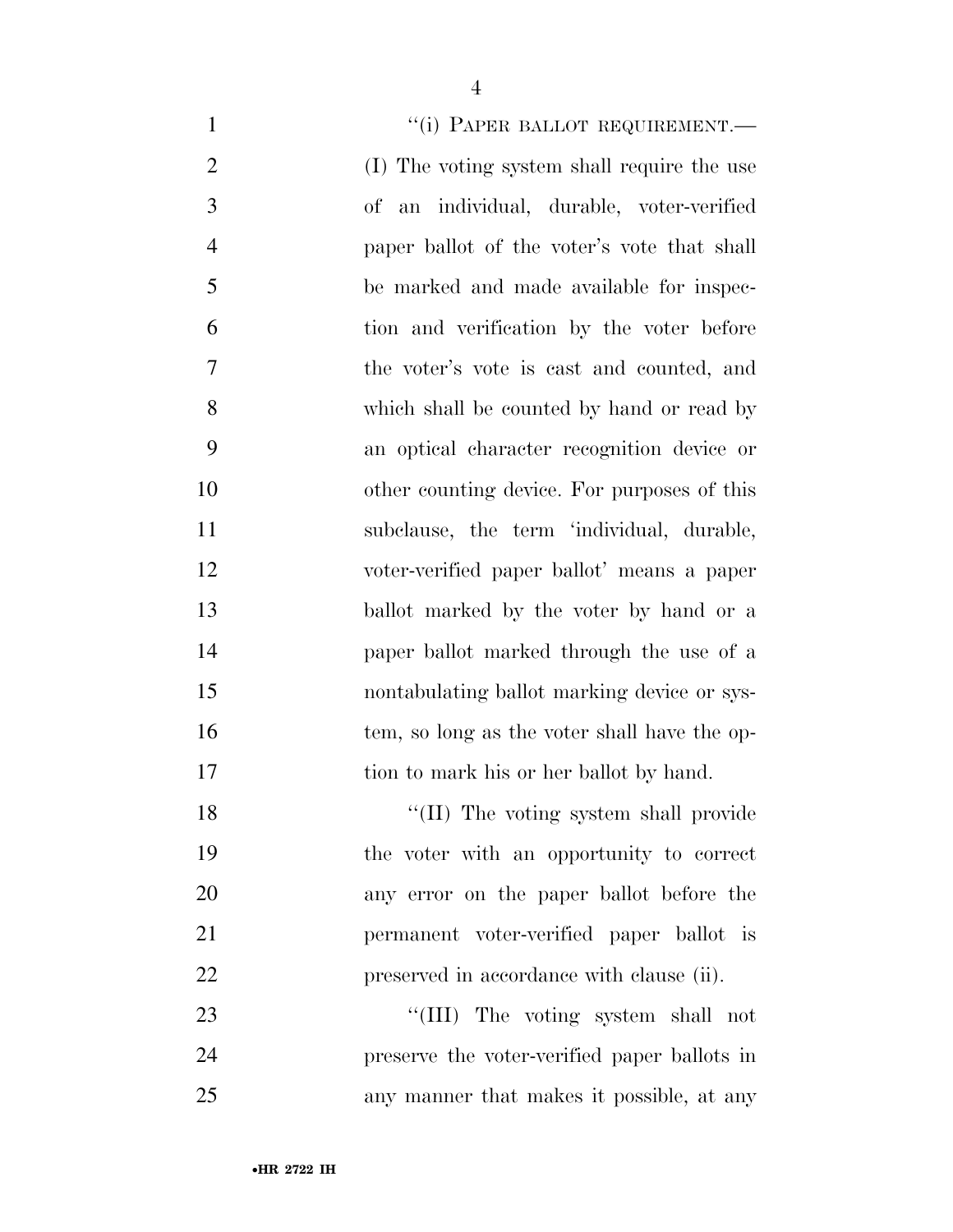"(i) PAPER BALLOT REQUIREMENT.—(I) The voting system shall require the use of an individual, durable, voter-verified paper ballot of the voter's vote that shall be marked and made available for inspection and verification by the voter before the voter's vote is cast and counted, and which shall be counted by hand or read by an optical character recognition device or other counting device. For purposes of this subclause, the term 'individual, durable, voter-verified paper ballot' means a paper ballot marked by the voter by hand or a paper ballot marked through the use of a nontabulating ballot marking device or system, so long as the voter shall have the option to mark his or her ballot by hand.

"(II) The voting system shall provide the voter with an opportunity to correct any error on the paper ballot before the permanent voter-verified paper ballot is preserved in accordance with clause (ii).

"(III) The voting system shall not preserve the voter-verified paper ballots in any manner that makes it possible, at any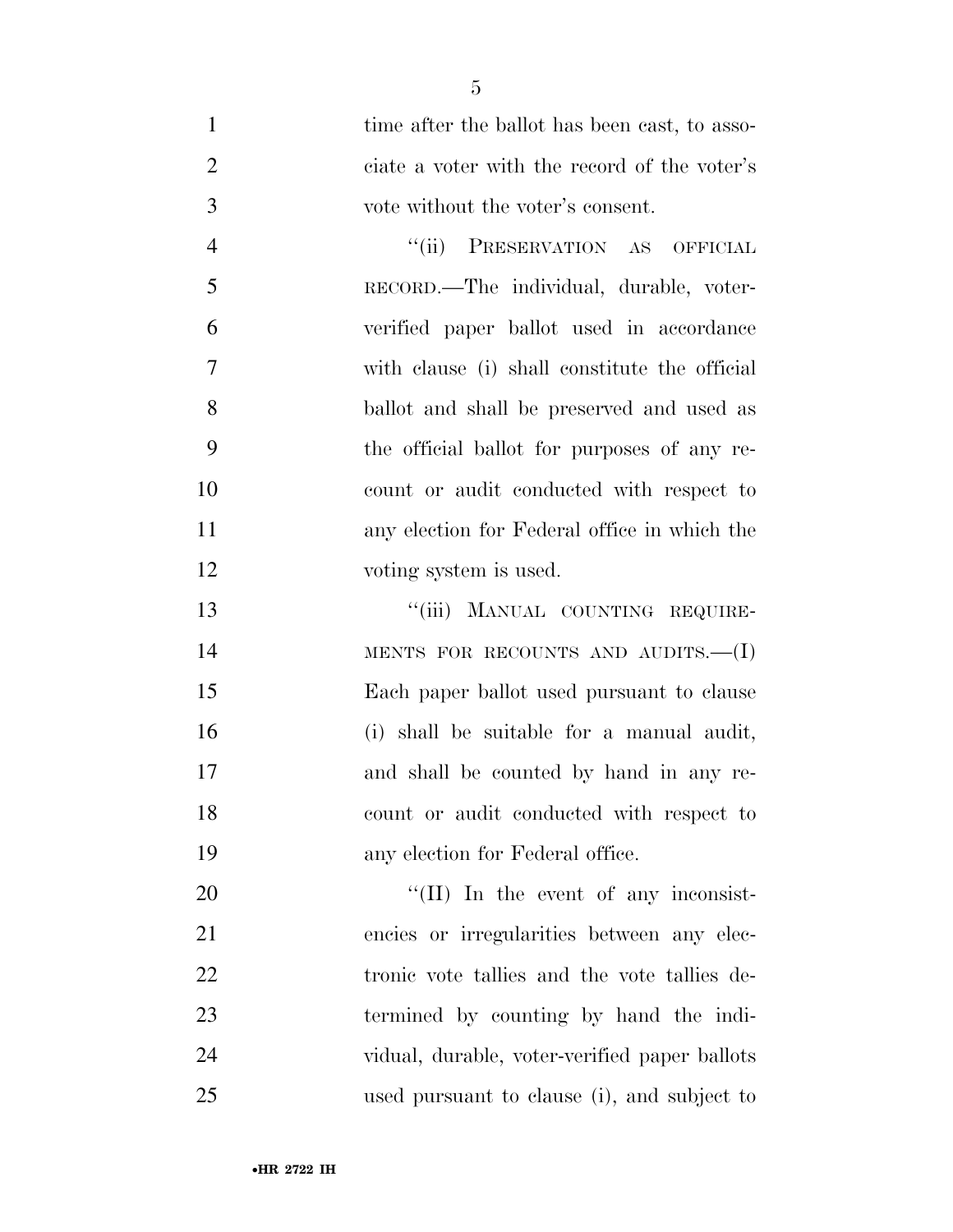time after the ballot has been cast, to associate a voter with the record of the voter's vote without the voter's consent.

"(ii) PRESERVATION AS OFFICIAL RECORD.—The individual, durable, voter-verified paper ballot used in accordance with clause (i) shall constitute the official ballot and shall be preserved and used as the official ballot for purposes of any recount or audit conducted with respect to any election for Federal office in which the voting system is used.

"(iii) MANUAL COUNTING REQUIREMENTS FOR RECOUNTS AND AUDITS.—(I) Each paper ballot used pursuant to clause (i) shall be suitable for a manual audit, and shall be counted by hand in any recount or audit conducted with respect to any election for Federal office.

"(II) In the event of any inconsistencies or irregularities between any electronic vote tallies and the vote tallies determined by counting by hand the individual, durable, voter-verified paper ballots used pursuant to clause (i), and subject to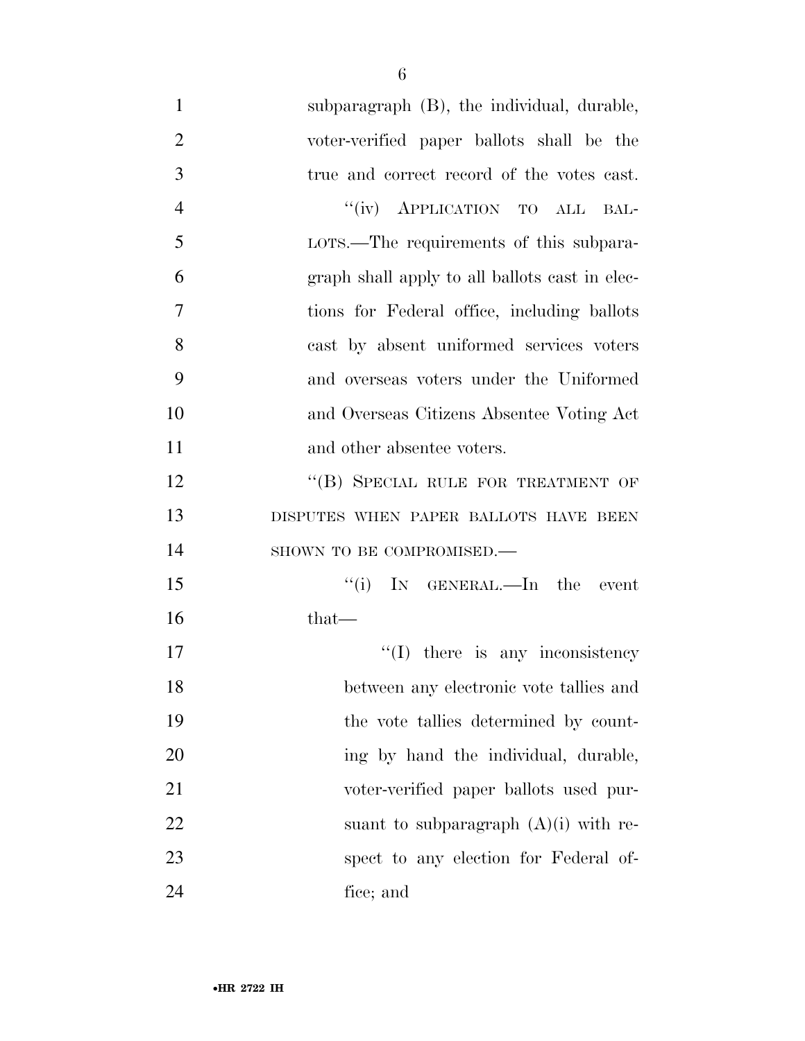subparagraph (B), the individual, durable, voter-verified paper ballots shall be the true and correct record of the votes cast.

"(iv) APPLICATION TO ALL BALLOTS.—The requirements of this subparagraph shall apply to all ballots cast in elections for Federal office, including ballots cast by absent uniformed services voters and overseas voters under the Uniformed and Overseas Citizens Absentee Voting Act and other absentee voters.

"(B) SPECIAL RULE FOR TREATMENT OF DISPUTES WHEN PAPER BALLOTS HAVE BEEN SHOWN TO BE COMPROMISED.—

"(i) IN GENERAL.—In the event that—

"(I) there is any inconsistency between any electronic vote tallies and the vote tallies determined by counting by hand the individual, durable, voter-verified paper ballots used pursuant to subparagraph (A)(i) with respect to any election for Federal office; and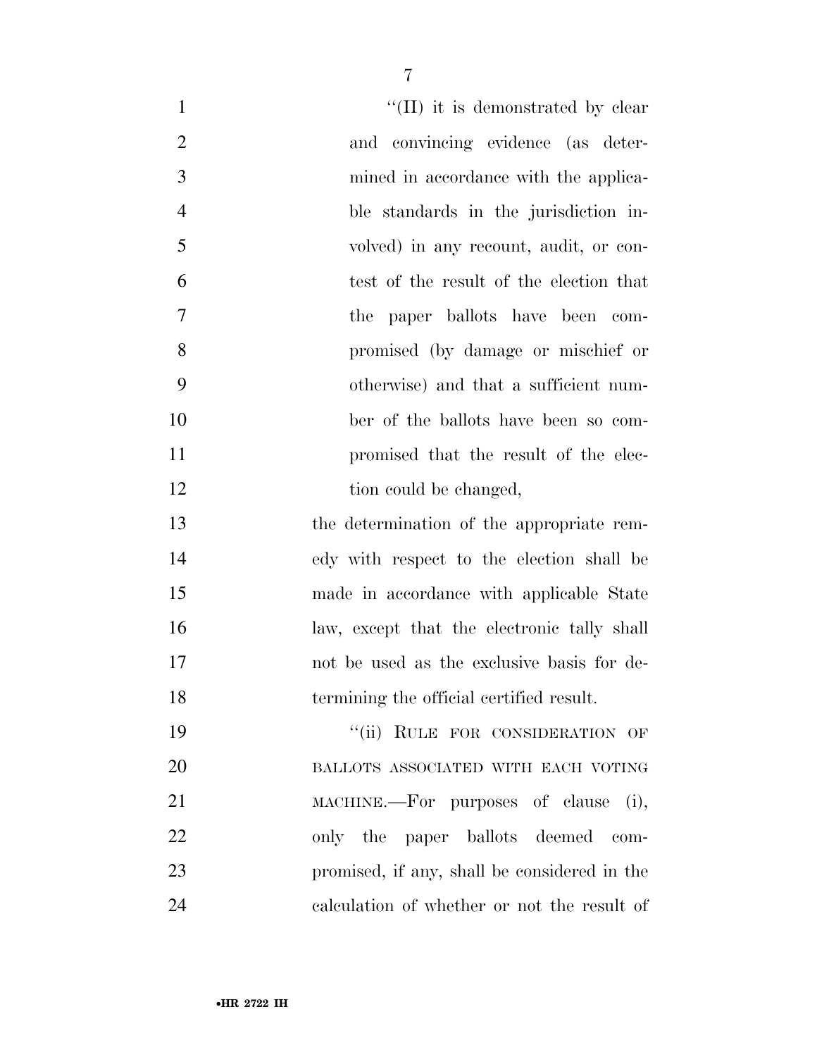"(II) it is demonstrated by clear and convincing evidence (as determined in accordance with the applicable standards in the jurisdiction involved) in any recount, audit, or contest of the result of the election that the paper ballots have been compromised (by damage or mischief or otherwise) and that a sufficient number of the ballots have been so compromised that the result of the election could be changed,

the determination of the appropriate remedy with respect to the election shall be made in accordance with applicable State law, except that the electronic tally shall not be used as the exclusive basis for determining the official certified result.

"(ii) RULE FOR CONSIDERATION OF BALLOTS ASSOCIATED WITH EACH VOTING MACHINE.—For purposes of clause (i), only the paper ballots deemed compromised, if any, shall be considered in the calculation of whether or not the result of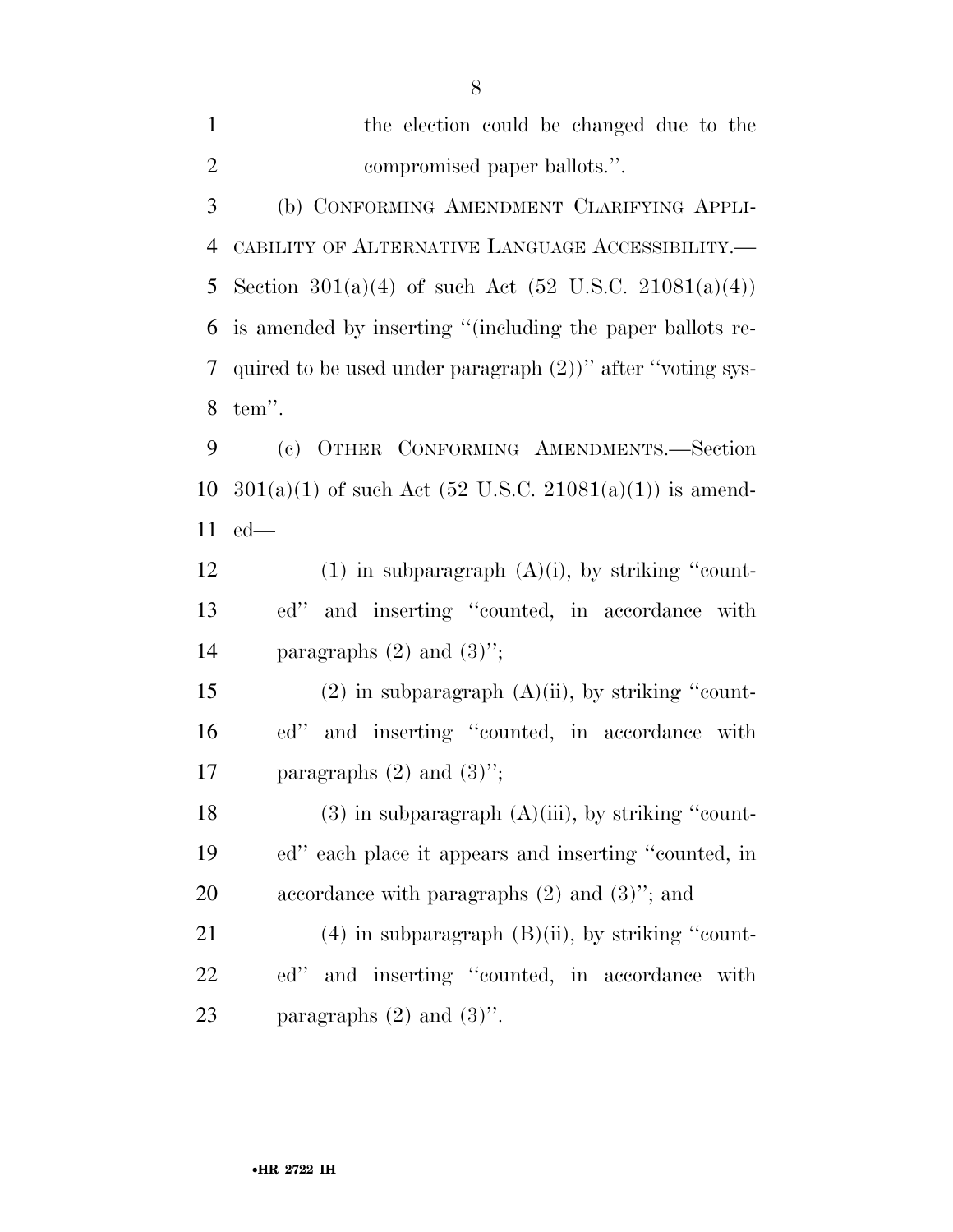the election could be changed due to the compromised paper ballots.''.

(b) CONFORMING AMENDMENT CLARIFYING APPLICABILITY OF ALTERNATIVE LANGUAGE ACCESSIBILITY.—Section 301(a)(4) of such Act (52 U.S.C. 21081(a)(4)) is amended by inserting ''(including the paper ballots required to be used under paragraph (2))'' after ''voting system''.

(c) OTHER CONFORMING AMENDMENTS.—Section 301(a)(1) of such Act (52 U.S.C. 21081(a)(1)) is amended—

(1) in subparagraph (A)(i), by striking ''counted'' and inserting ''counted, in accordance with paragraphs (2) and (3)'';

(2) in subparagraph (A)(ii), by striking ''counted'' and inserting ''counted, in accordance with paragraphs (2) and (3)'';

(3) in subparagraph (A)(iii), by striking ''counted'' each place it appears and inserting ''counted, in accordance with paragraphs (2) and (3)''; and

(4) in subparagraph (B)(ii), by striking ''counted'' and inserting ''counted, in accordance with paragraphs (2) and (3)''.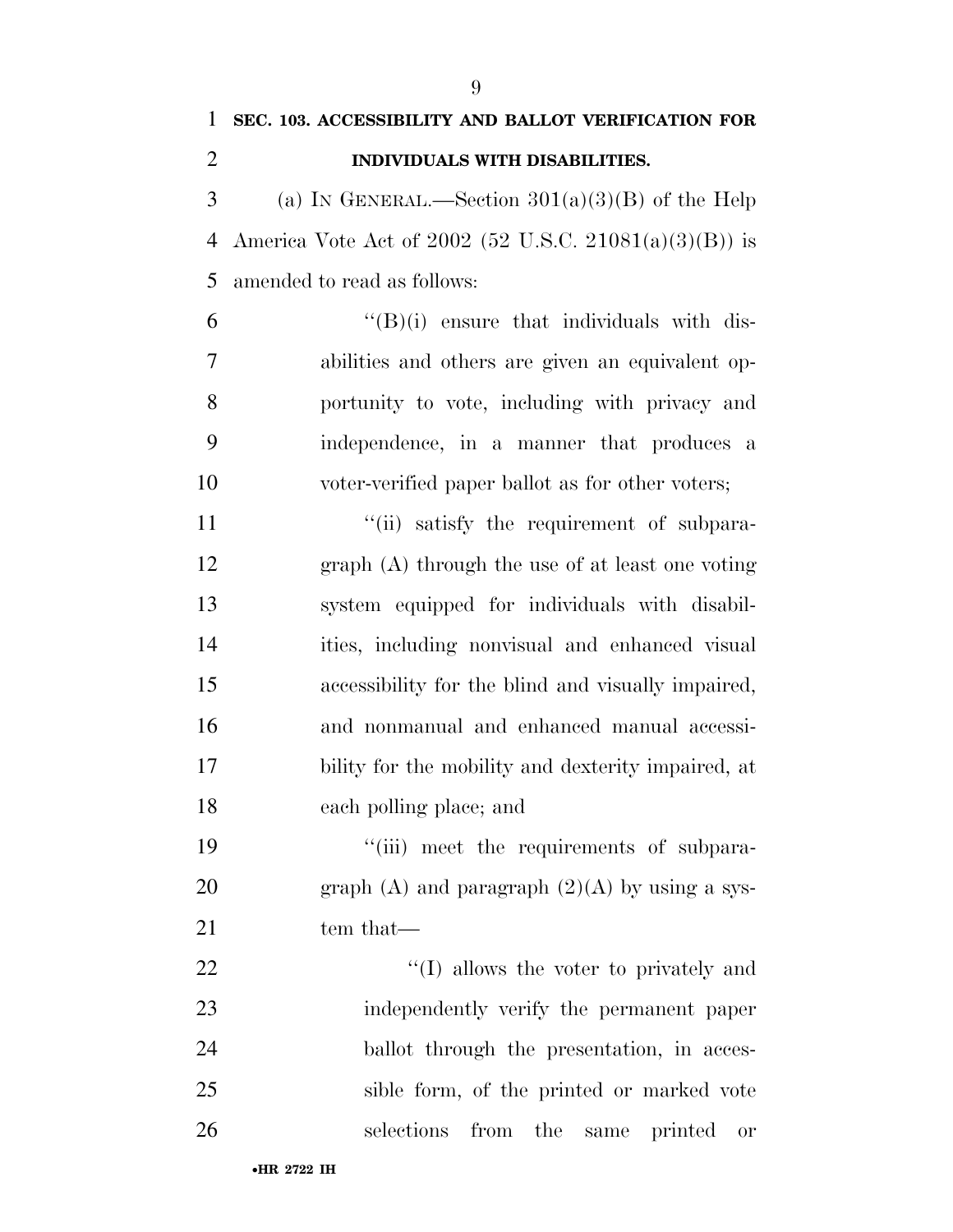**SEC. 103. ACCESSIBILITY AND BALLOT VERIFICATION FOR INDIVIDUALS WITH DISABILITIES.**

(a) IN GENERAL.—Section 301(a)(3)(B) of the Help America Vote Act of 2002 (52 U.S.C. 21081(a)(3)(B)) is amended to read as follows:

"(B)(i) ensure that individuals with disabilities and others are given an equivalent opportunity to vote, including with privacy and independence, in a manner that produces a voter-verified paper ballot as for other voters;

"(ii) satisfy the requirement of subparagraph (A) through the use of at least one voting system equipped for individuals with disabilities, including nonvisual and enhanced visual accessibility for the blind and visually impaired, and nonmanual and enhanced manual accessibility for the mobility and dexterity impaired, at each polling place; and

"(iii) meet the requirements of subparagraph (A) and paragraph (2)(A) by using a system that—

"(I) allows the voter to privately and independently verify the permanent paper ballot through the presentation, in accessible form, of the printed or marked vote selections from the same printed or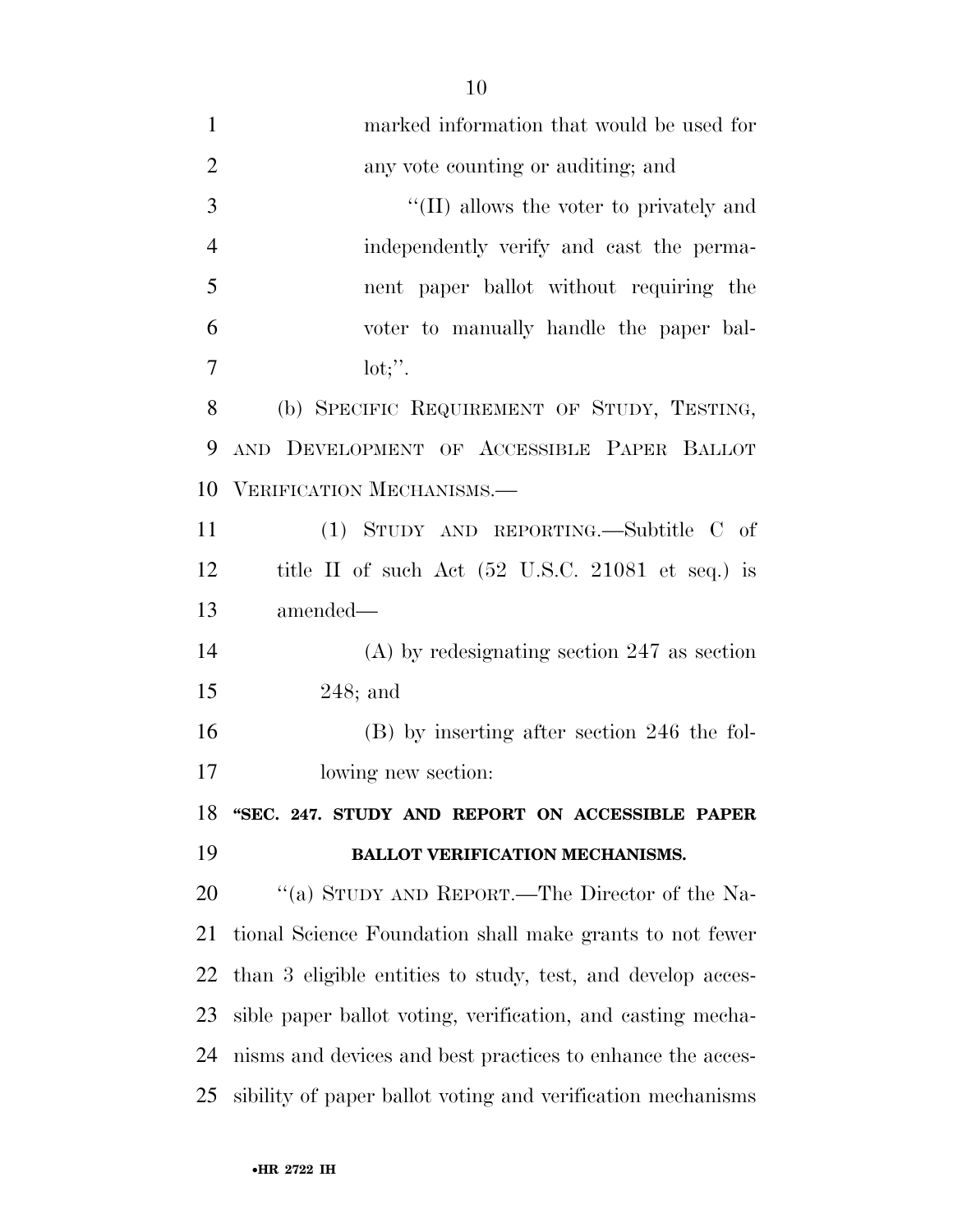marked information that would be used for any vote counting or auditing; and

''(II) allows the voter to privately and independently verify and cast the permanent paper ballot without requiring the voter to manually handle the paper ballot;''.

(b) SPECIFIC REQUIREMENT OF STUDY, TESTING, AND DEVELOPMENT OF ACCESSIBLE PAPER BALLOT VERIFICATION MECHANISMS.—

(1) STUDY AND REPORTING.—Subtitle C of title II of such Act (52 U.S.C. 21081 et seq.) is amended—

(A) by redesignating section 247 as section 248; and

(B) by inserting after section 246 the following new section:

**"SEC. 247. STUDY AND REPORT ON ACCESSIBLE PAPER BALLOT VERIFICATION MECHANISMS.**

''(a) STUDY AND REPORT.—The Director of the National Science Foundation shall make grants to not fewer than 3 eligible entities to study, test, and develop accessible paper ballot voting, verification, and casting mechanisms and devices and best practices to enhance the accessibility of paper ballot voting and verification mechanisms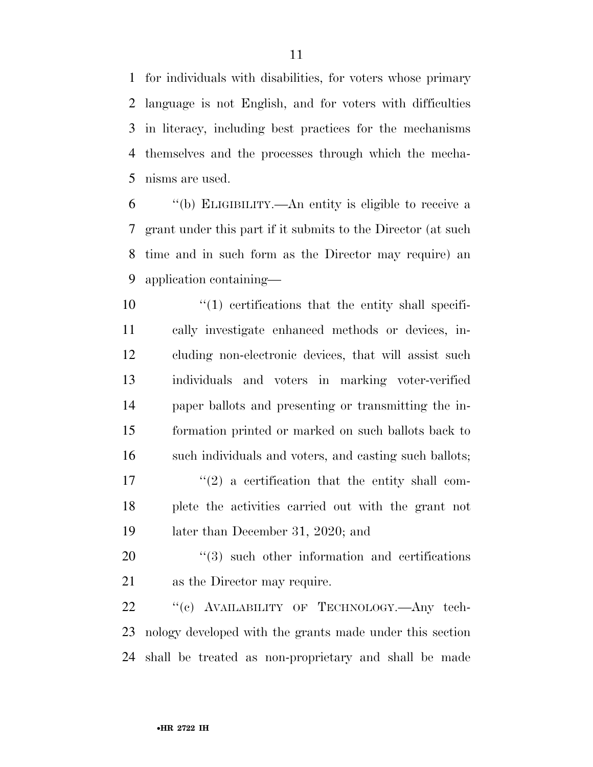for individuals with disabilities, for voters whose primary language is not English, and for voters with difficulties in literacy, including best practices for the mechanisms themselves and the processes through which the mechanisms are used.

''(b) ELIGIBILITY.—An entity is eligible to receive a grant under this part if it submits to the Director (at such time and in such form as the Director may require) an application containing—

''(1) certifications that the entity shall specifically investigate enhanced methods or devices, including non-electronic devices, that will assist such individuals and voters in marking voter-verified paper ballots and presenting or transmitting the information printed or marked on such ballots back to such individuals and voters, and casting such ballots;

''(2) a certification that the entity shall complete the activities carried out with the grant not later than December 31, 2020; and

''(3) such other information and certifications as the Director may require.

''(c) AVAILABILITY OF TECHNOLOGY.—Any technology developed with the grants made under this section shall be treated as non-proprietary and shall be made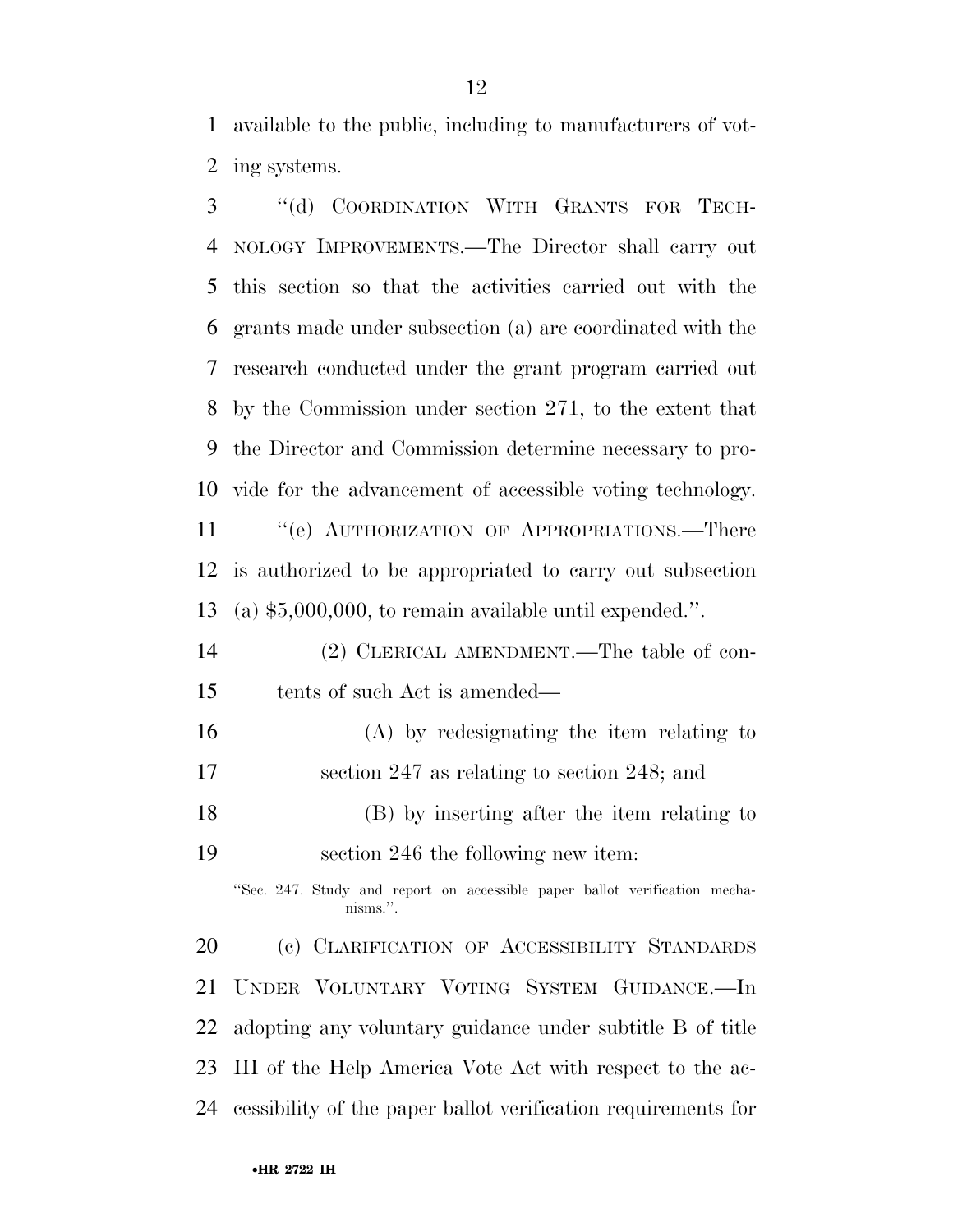available to the public, including to manufacturers of voting systems.

"(d) COORDINATION WITH GRANTS FOR TECHNOLOGY IMPROVEMENTS.—The Director shall carry out this section so that the activities carried out with the grants made under subsection (a) are coordinated with the research conducted under the grant program carried out by the Commission under section 271, to the extent that the Director and Commission determine necessary to provide for the advancement of accessible voting technology.

"(e) AUTHORIZATION OF APPROPRIATIONS.—There is authorized to be appropriated to carry out subsection (a) $5,000,000, to remain available until expended.".

(2) CLERICAL AMENDMENT.—The table of contents of such Act is amended—

(A) by redesignating the item relating to section 247 as relating to section 248; and

(B) by inserting after the item relating to section 246 the following new item:

"Sec. 247. Study and report on accessible paper ballot verification mechanisms.".

(c) CLARIFICATION OF ACCESSIBILITY STANDARDS UNDER VOLUNTARY VOTING SYSTEM GUIDANCE.—In adopting any voluntary guidance under subtitle B of title III of the Help America Vote Act with respect to the accessibility of the paper ballot verification requirements for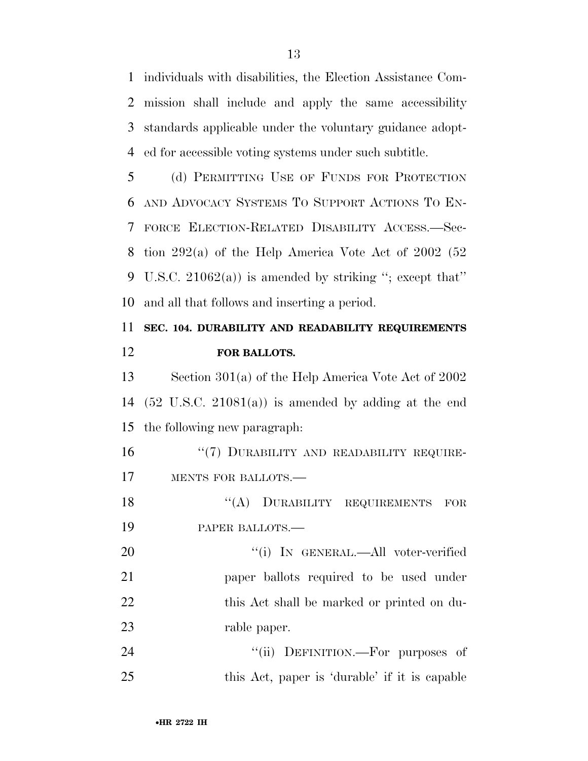individuals with disabilities, the Election Assistance Commission shall include and apply the same accessibility standards applicable under the voluntary guidance adopted for accessible voting systems under such subtitle.

(d) PERMITTING USE OF FUNDS FOR PROTECTION AND ADVOCACY SYSTEMS TO SUPPORT ACTIONS TO ENFORCE ELECTION-RELATED DISABILITY ACCESS.—Section 292(a) of the Help America Vote Act of 2002 (52 U.S.C. 21062(a)) is amended by striking ''; except that'' and all that follows and inserting a period.

**SEC. 104. DURABILITY AND READABILITY REQUIREMENTS FOR BALLOTS.**

Section 301(a) of the Help America Vote Act of 2002 (52 U.S.C. 21081(a)) is amended by adding at the end the following new paragraph:

''(7) DURABILITY AND READABILITY REQUIREMENTS FOR BALLOTS.—

''(A) DURABILITY REQUIREMENTS FOR PAPER BALLOTS.—

''(i) IN GENERAL.—All voter-verified paper ballots required to be used under this Act shall be marked or printed on durable paper.

''(ii) DEFINITION.—For purposes of this Act, paper is 'durable' if it is capable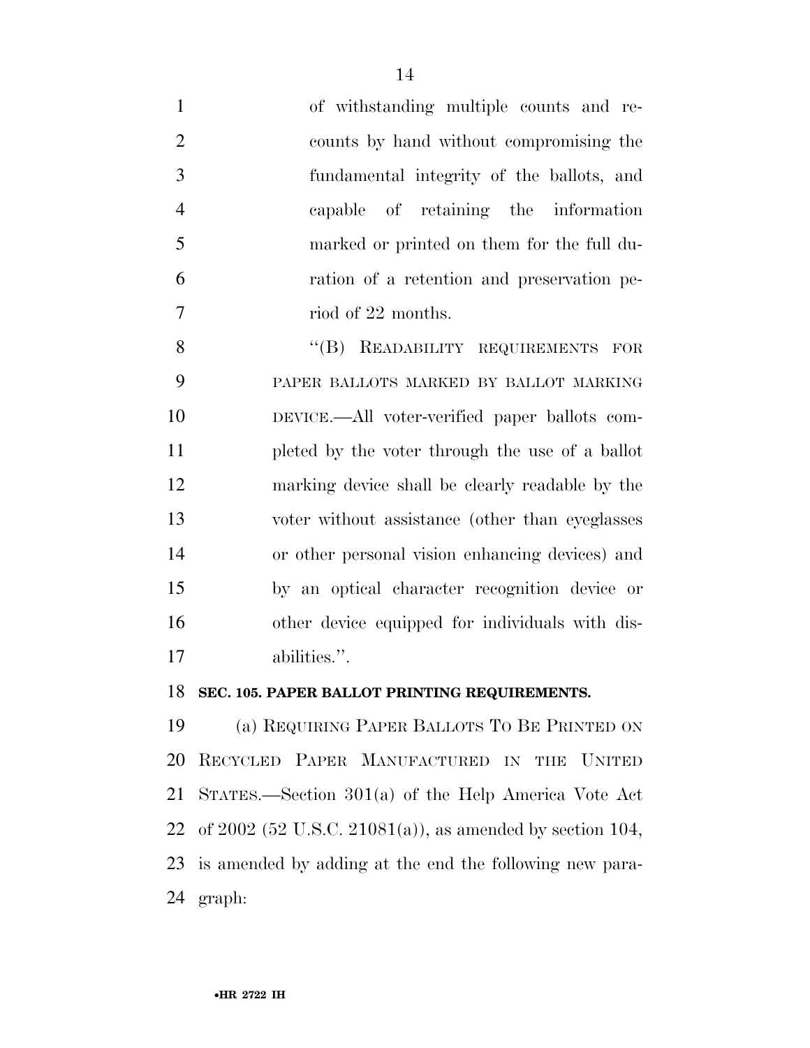of withstanding multiple counts and recounts by hand without compromising the fundamental integrity of the ballots, and capable of retaining the information marked or printed on them for the full duration of a retention and preservation period of 22 months.

"(B) READABILITY REQUIREMENTS FOR PAPER BALLOTS MARKED BY BALLOT MARKING DEVICE.—All voter-verified paper ballots completed by the voter through the use of a ballot marking device shall be clearly readable by the voter without assistance (other than eyeglasses or other personal vision enhancing devices) and by an optical character recognition device or other device equipped for individuals with disabilities.".

**SEC. 105. PAPER BALLOT PRINTING REQUIREMENTS.**

(a) REQUIRING PAPER BALLOTS TO BE PRINTED ON RECYCLED PAPER MANUFACTURED IN THE UNITED STATES.—Section 301(a) of the Help America Vote Act of 2002 (52 U.S.C. 21081(a)), as amended by section 104, is amended by adding at the end the following new paragraph: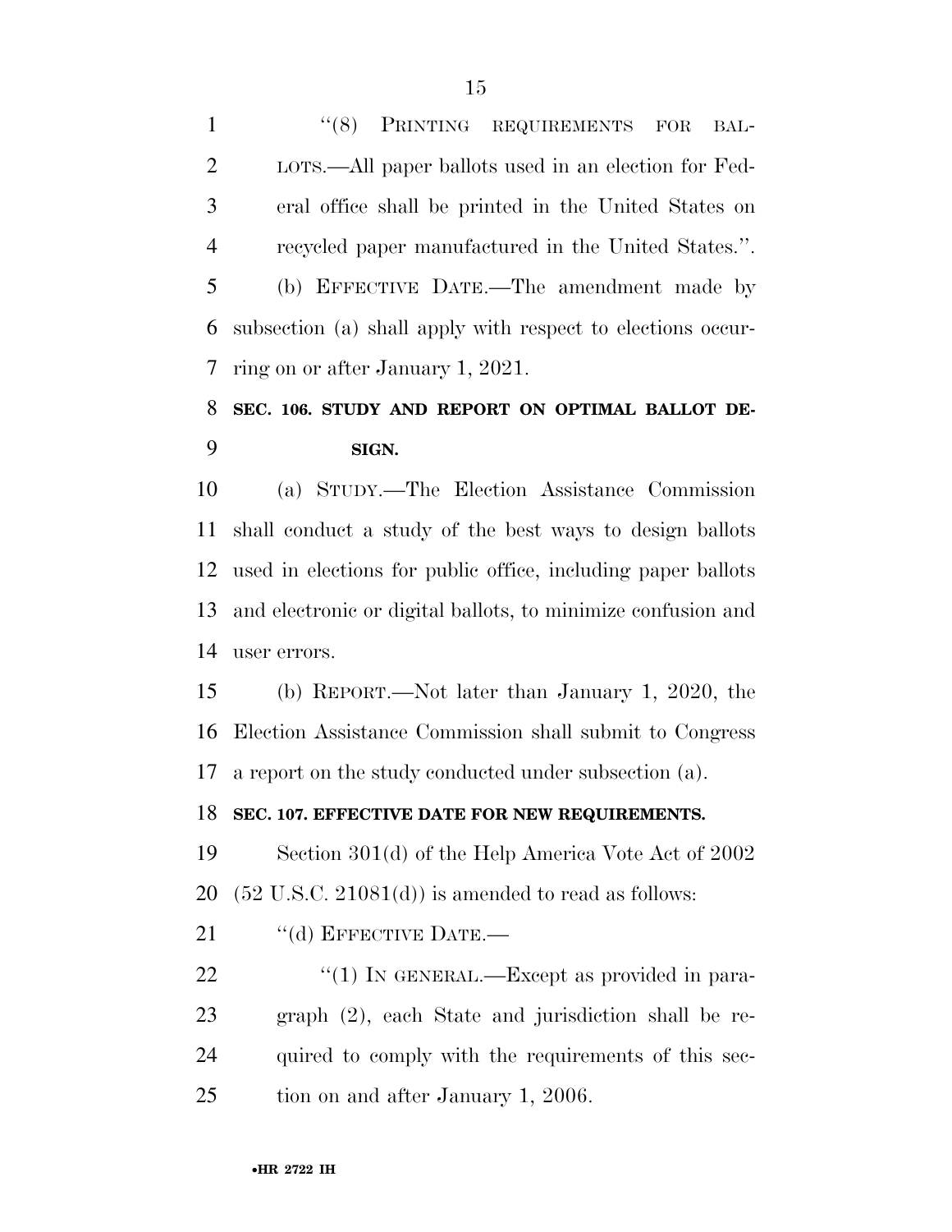"(8) PRINTING REQUIREMENTS FOR BALLOTS.—All paper ballots used in an election for Federal office shall be printed in the United States on recycled paper manufactured in the United States.".

(b) EFFECTIVE DATE.—The amendment made by subsection (a) shall apply with respect to elections occurring on or after January 1, 2021.

**SEC. 106. STUDY AND REPORT ON OPTIMAL BALLOT DESIGN.**

(a) STUDY.—The Election Assistance Commission shall conduct a study of the best ways to design ballots used in elections for public office, including paper ballots and electronic or digital ballots, to minimize confusion and user errors.

(b) REPORT.—Not later than January 1, 2020, the Election Assistance Commission shall submit to Congress a report on the study conducted under subsection (a).

**SEC. 107. EFFECTIVE DATE FOR NEW REQUIREMENTS.**

Section 301(d) of the Help America Vote Act of 2002 (52 U.S.C. 21081(d)) is amended to read as follows:

"(d) EFFECTIVE DATE.—

"(1) IN GENERAL.—Except as provided in paragraph (2), each State and jurisdiction shall be required to comply with the requirements of this section on and after January 1, 2006.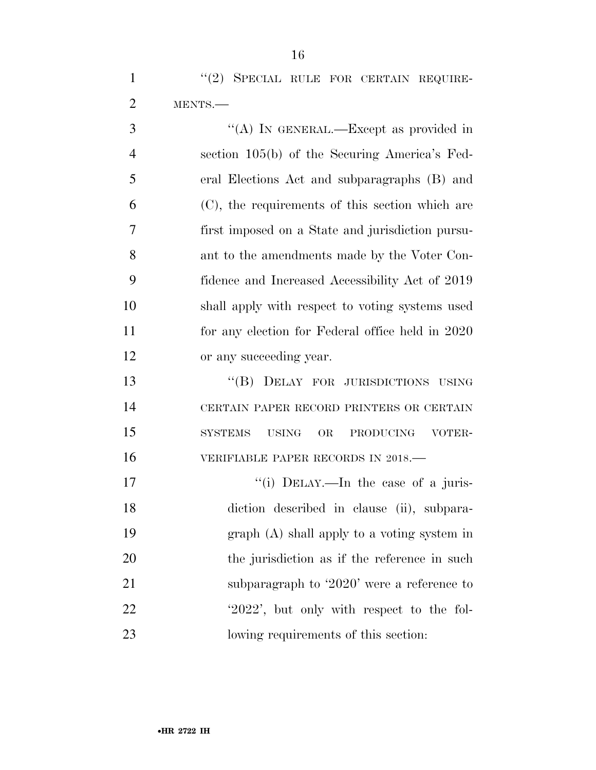"(2) SPECIAL RULE FOR CERTAIN REQUIREMENTS.—

"(A) IN GENERAL.—Except as provided in section 105(b) of the Securing America's Federal Elections Act and subparagraphs (B) and (C), the requirements of this section which are first imposed on a State and jurisdiction pursuant to the amendments made by the Voter Confidence and Increased Accessibility Act of 2019 shall apply with respect to voting systems used for any election for Federal office held in 2020 or any succeeding year.

"(B) DELAY FOR JURISDICTIONS USING CERTAIN PAPER RECORD PRINTERS OR CERTAIN SYSTEMS USING OR PRODUCING VOTER-VERIFIABLE PAPER RECORDS IN 2018.—

"(i) DELAY.—In the case of a jurisdiction described in clause (ii), subparagraph (A) shall apply to a voting system in the jurisdiction as if the reference in such subparagraph to '2020' were a reference to '2022', but only with respect to the following requirements of this section: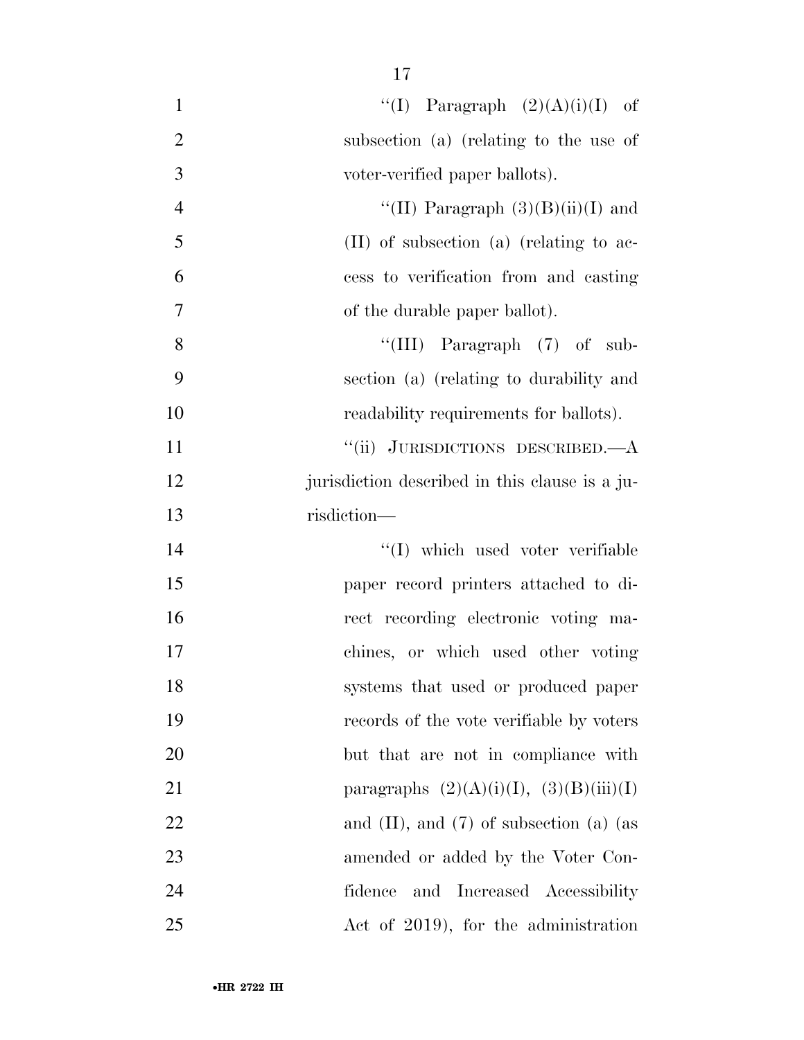"(I) Paragraph (2)(A)(i)(I) of subsection (a) (relating to the use of voter-verified paper ballots).

"(II) Paragraph (3)(B)(ii)(I) and (II) of subsection (a) (relating to access to verification from and casting of the durable paper ballot).

"(III) Paragraph (7) of subsection (a) (relating to durability and readability requirements for ballots).

"(ii) JURISDICTIONS DESCRIBED.—A jurisdiction described in this clause is a jurisdiction—

"(I) which used voter verifiable paper record printers attached to direct recording electronic voting machines, or which used other voting systems that used or produced paper records of the vote verifiable by voters but that are not in compliance with paragraphs (2)(A)(i)(I), (3)(B)(iii)(I) and (II), and (7) of subsection (a) (as amended or added by the Voter Confidence and Increased Accessibility Act of 2019), for the administration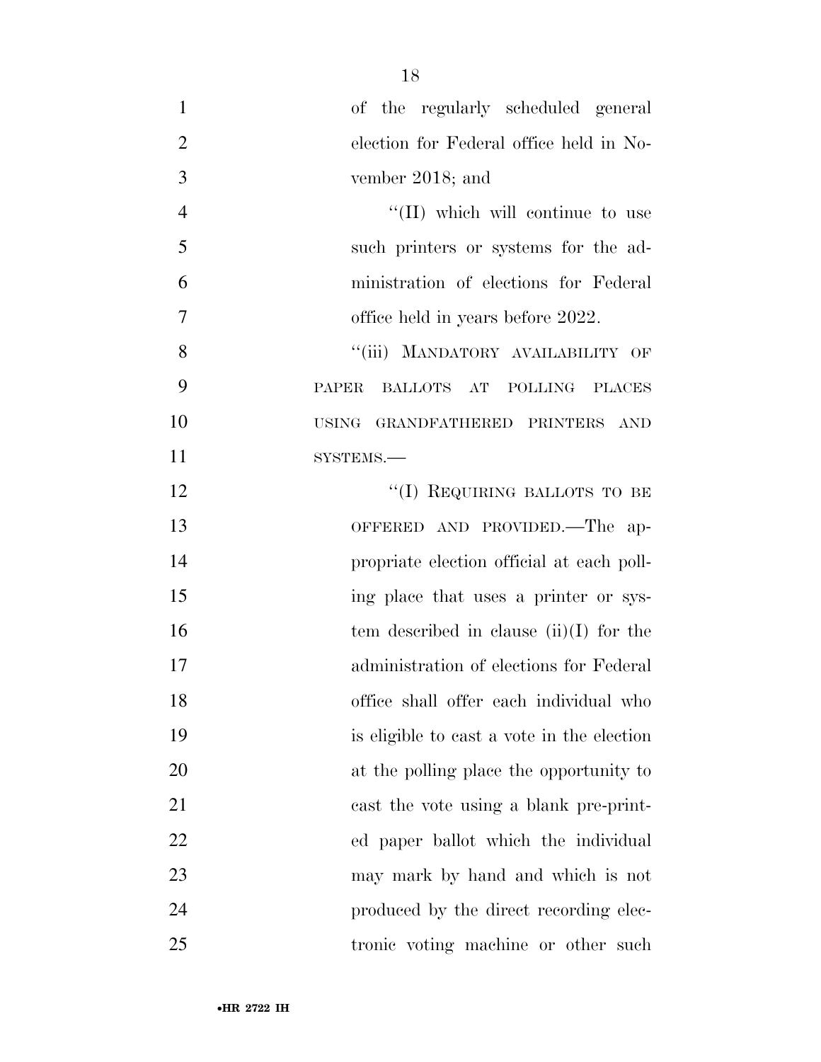of the regularly scheduled general election for Federal office held in November 2018; and

''(II) which will continue to use such printers or systems for the administration of elections for Federal office held in years before 2022.

''(iii) MANDATORY AVAILABILITY OF PAPER BALLOTS AT POLLING PLACES USING GRANDFATHERED PRINTERS AND SYSTEMS.—

''(I) REQUIRING BALLOTS TO BE OFFERED AND PROVIDED.—The appropriate election official at each polling place that uses a printer or system described in clause (ii)(I) for the administration of elections for Federal office shall offer each individual who is eligible to cast a vote in the election at the polling place the opportunity to cast the vote using a blank pre-printed paper ballot which the individual may mark by hand and which is not produced by the direct recording electronic voting machine or other such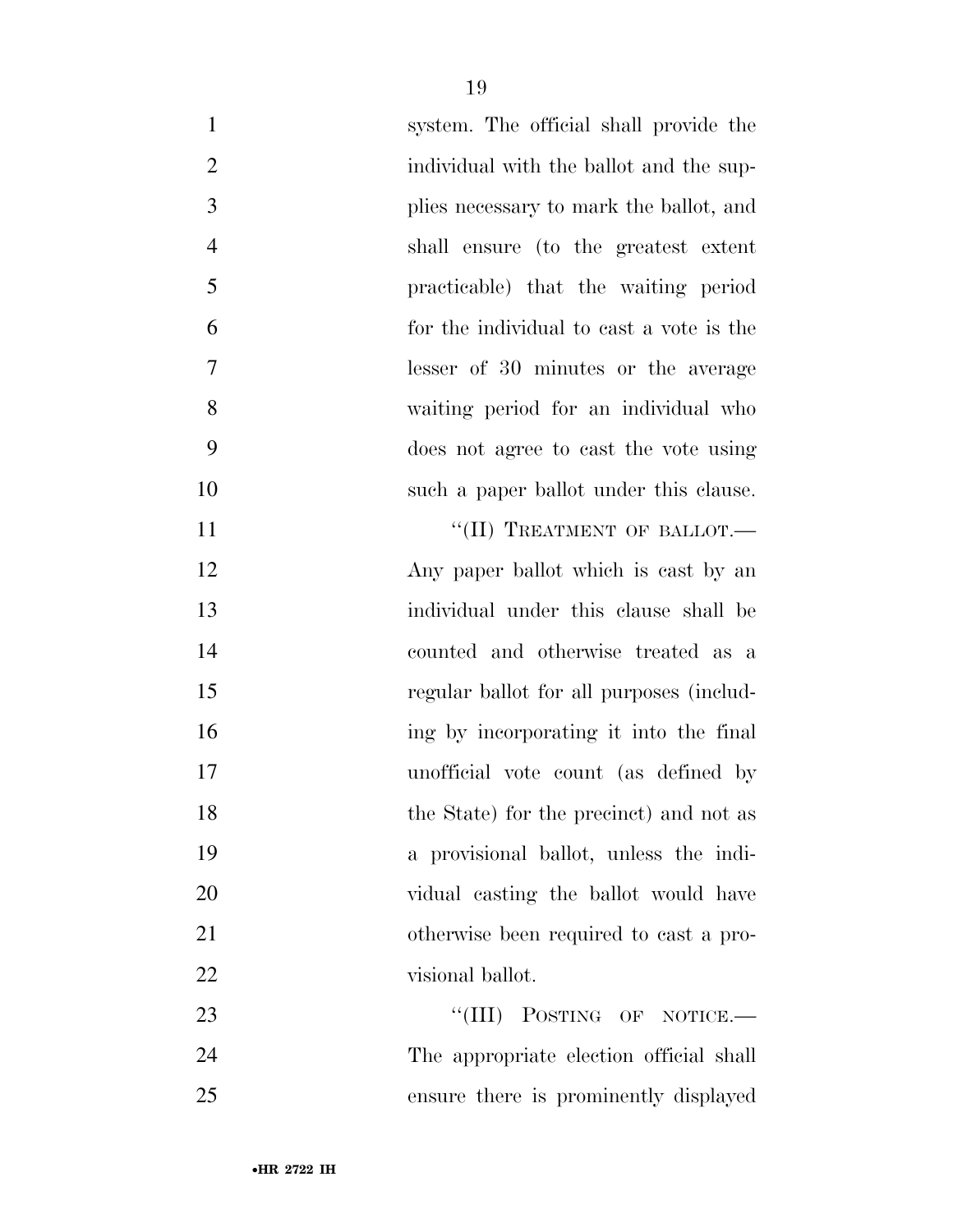system. The official shall provide the individual with the ballot and the supplies necessary to mark the ballot, and shall ensure (to the greatest extent practicable) that the waiting period for the individual to cast a vote is the lesser of 30 minutes or the average waiting period for an individual who does not agree to cast the vote using such a paper ballot under this clause.

"(II) TREATMENT OF BALLOT.—Any paper ballot which is cast by an individual under this clause shall be counted and otherwise treated as a regular ballot for all purposes (including by incorporating it into the final unofficial vote count (as defined by the State) for the precinct) and not as a provisional ballot, unless the individual casting the ballot would have otherwise been required to cast a provisional ballot.

"(III) POSTING OF NOTICE.—The appropriate election official shall ensure there is prominently displayed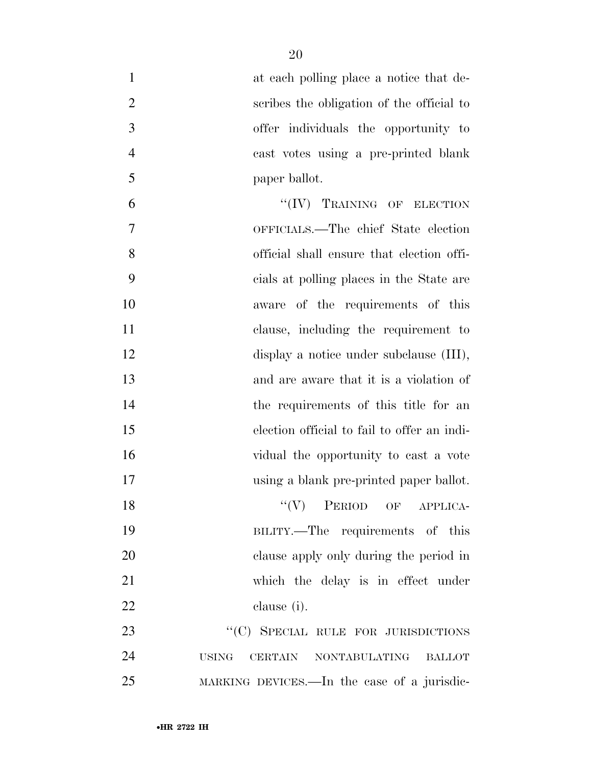at each polling place a notice that describes the obligation of the official to offer individuals the opportunity to cast votes using a pre-printed blank paper ballot.

"(IV) TRAINING OF ELECTION OFFICIALS.—The chief State election official shall ensure that election officials at polling places in the State are aware of the requirements of this clause, including the requirement to display a notice under subclause (III), and are aware that it is a violation of the requirements of this title for an election official to fail to offer an individual the opportunity to cast a vote using a blank pre-printed paper ballot.

"(V) PERIOD OF APPLICABILITY.—The requirements of this clause apply only during the period in which the delay is in effect under clause (i).

"(C) SPECIAL RULE FOR JURISDICTIONS USING CERTAIN NONTABULATING BALLOT MARKING DEVICES.—In the case of a jurisdic-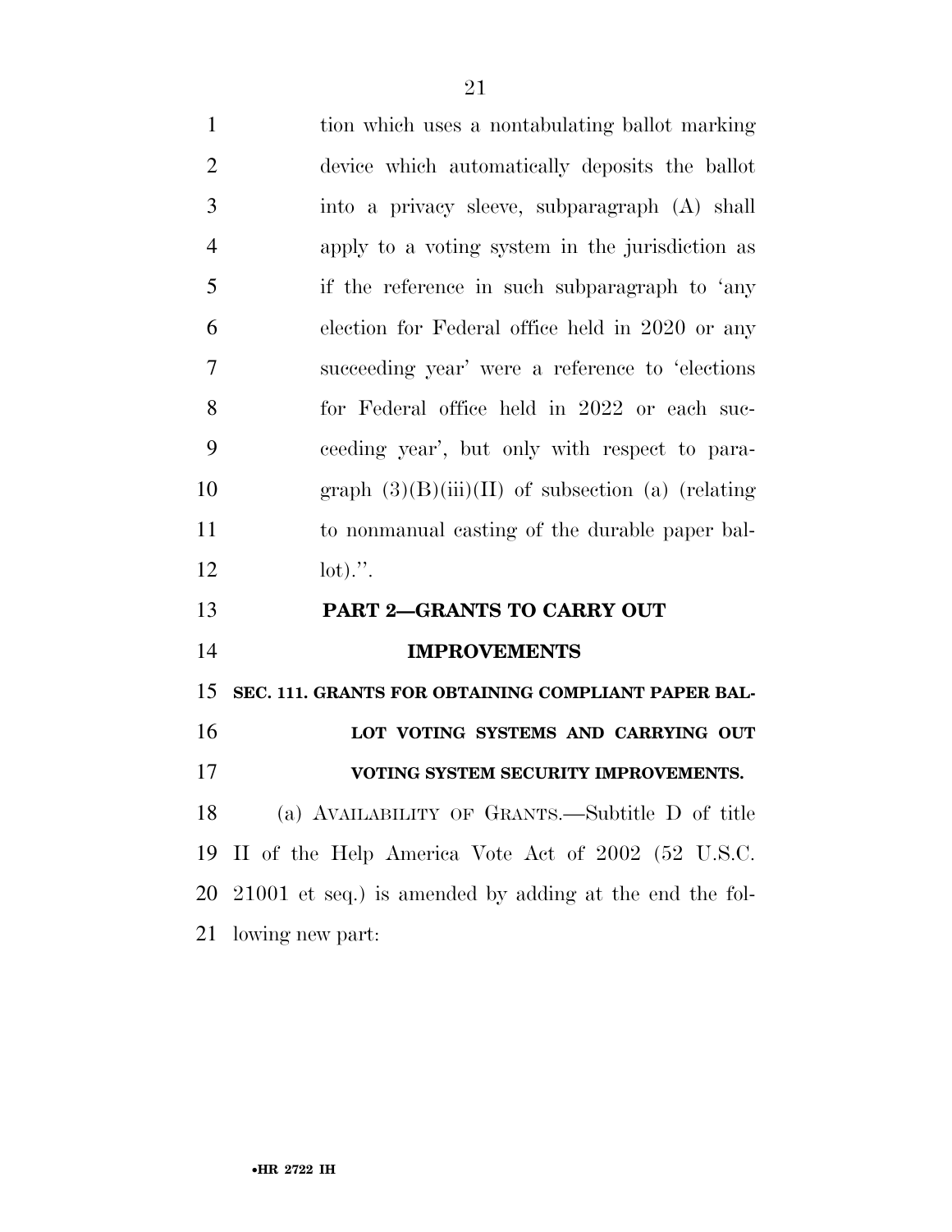tion which uses a nontabulating ballot marking device which automatically deposits the ballot into a privacy sleeve, subparagraph (A) shall apply to a voting system in the jurisdiction as if the reference in such subparagraph to 'any election for Federal office held in 2020 or any succeeding year' were a reference to 'elections for Federal office held in 2022 or each succeeding year', but only with respect to paragraph (3)(B)(iii)(II) of subsection (a) (relating to nonmanual casting of the durable paper ballot).''.

## PART 2—GRANTS TO CARRY OUT IMPROVEMENTS

### SEC. 111. GRANTS FOR OBTAINING COMPLIANT PAPER BALLOT VOTING SYSTEMS AND CARRYING OUT VOTING SYSTEM SECURITY IMPROVEMENTS.

(a) AVAILABILITY OF GRANTS.—Subtitle D of title II of the Help America Vote Act of 2002 (52 U.S.C. 21001 et seq.) is amended by adding at the end the following new part: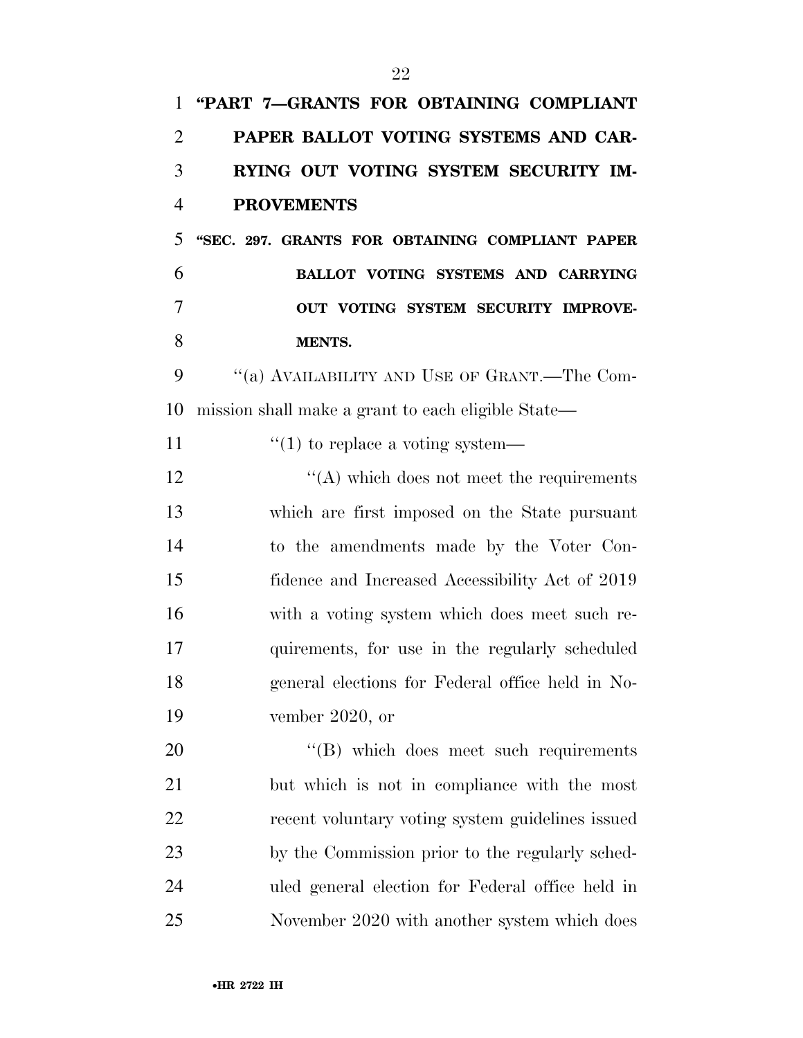**"PART 7—GRANTS FOR OBTAINING COMPLIANT PAPER BALLOT VOTING SYSTEMS AND CARRYING OUT VOTING SYSTEM SECURITY IMPROVEMENTS**

**"SEC. 297. GRANTS FOR OBTAINING COMPLIANT PAPER BALLOT VOTING SYSTEMS AND CARRYING OUT VOTING SYSTEM SECURITY IMPROVEMENTS.**

"(a) AVAILABILITY AND USE OF GRANT.—The Commission shall make a grant to each eligible State—

"(1) to replace a voting system—

"(A) which does not meet the requirements which are first imposed on the State pursuant to the amendments made by the Voter Confidence and Increased Accessibility Act of 2019 with a voting system which does meet such requirements, for use in the regularly scheduled general elections for Federal office held in November 2020, or

"(B) which does meet such requirements but which is not in compliance with the most recent voluntary voting system guidelines issued by the Commission prior to the regularly scheduled general election for Federal office held in November 2020 with another system which does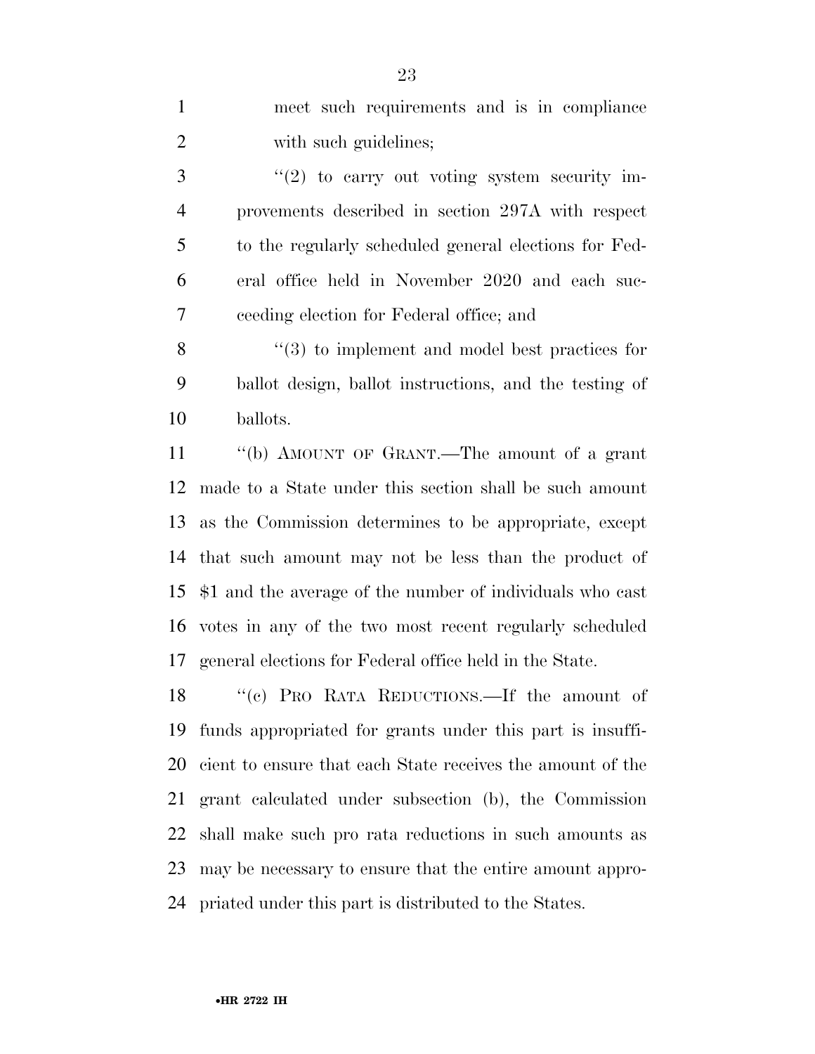meet such requirements and is in compliance with such guidelines;

"(2) to carry out voting system security improvements described in section 297A with respect to the regularly scheduled general elections for Federal office held in November 2020 and each succeeding election for Federal office; and

"(3) to implement and model best practices for ballot design, ballot instructions, and the testing of ballots.

"(b) AMOUNT OF GRANT.—The amount of a grant made to a State under this section shall be such amount as the Commission determines to be appropriate, except that such amount may not be less than the product of $1 and the average of the number of individuals who cast votes in any of the two most recent regularly scheduled general elections for Federal office held in the State.

"(c) PRO RATA REDUCTIONS.—If the amount of funds appropriated for grants under this part is insufficient to ensure that each State receives the amount of the grant calculated under subsection (b), the Commission shall make such pro rata reductions in such amounts as may be necessary to ensure that the entire amount appropriated under this part is distributed to the States.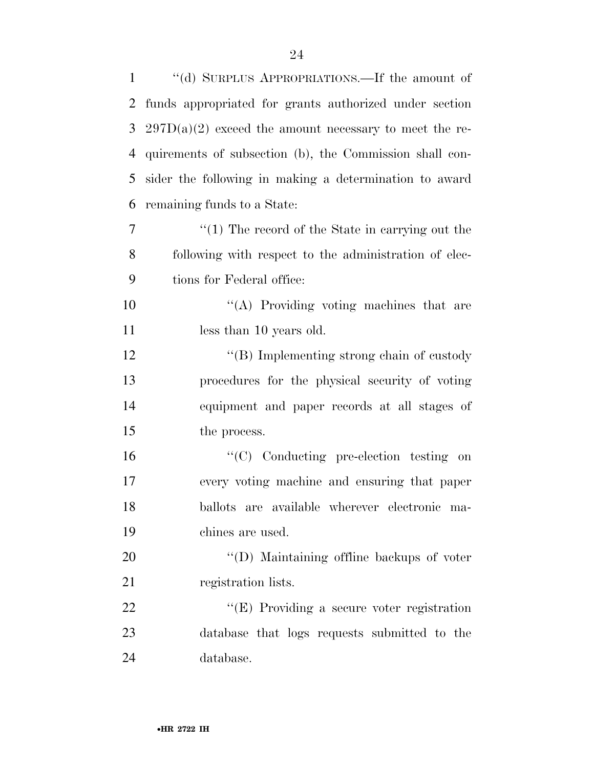''(d) SURPLUS APPROPRIATIONS.—If the amount of funds appropriated for grants authorized under section 297D(a)(2) exceed the amount necessary to meet the requirements of subsection (b), the Commission shall consider the following in making a determination to award remaining funds to a State:

''(1) The record of the State in carrying out the following with respect to the administration of elections for Federal office:

''(A) Providing voting machines that are less than 10 years old.

''(B) Implementing strong chain of custody procedures for the physical security of voting equipment and paper records at all stages of the process.

''(C) Conducting pre-election testing on every voting machine and ensuring that paper ballots are available wherever electronic machines are used.

''(D) Maintaining offline backups of voter registration lists.

''(E) Providing a secure voter registration database that logs requests submitted to the database.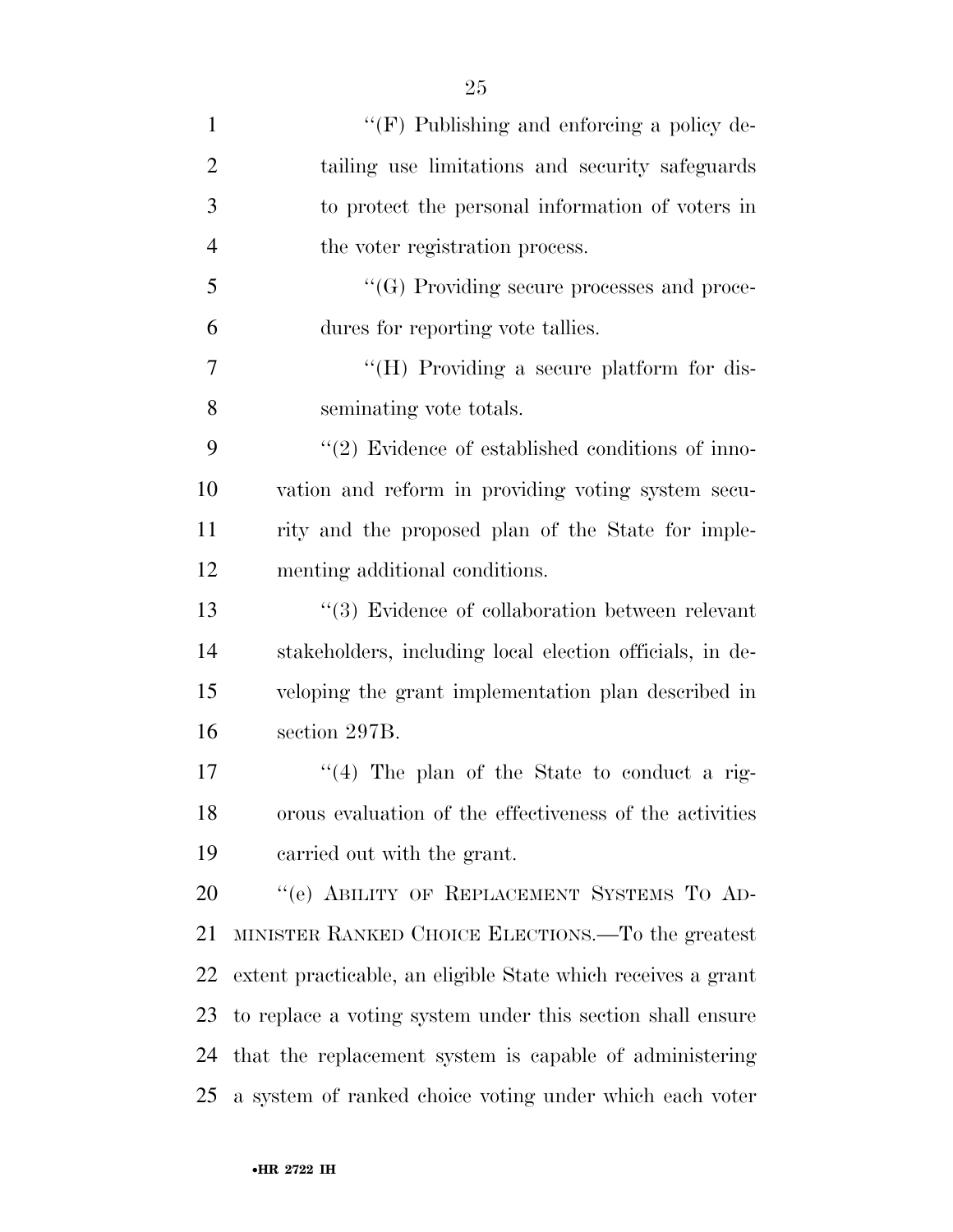''(F) Publishing and enforcing a policy detailing use limitations and security safeguards to protect the personal information of voters in the voter registration process.

''(G) Providing secure processes and procedures for reporting vote tallies.

''(H) Providing a secure platform for disseminating vote totals.

''(2) Evidence of established conditions of innovation and reform in providing voting system security and the proposed plan of the State for implementing additional conditions.

''(3) Evidence of collaboration between relevant stakeholders, including local election officials, in developing the grant implementation plan described in section 297B.

''(4) The plan of the State to conduct a rigorous evaluation of the effectiveness of the activities carried out with the grant.

''(e) ABILITY OF REPLACEMENT SYSTEMS TO ADMINISTER RANKED CHOICE ELECTIONS.—To the greatest extent practicable, an eligible State which receives a grant to replace a voting system under this section shall ensure that the replacement system is capable of administering a system of ranked choice voting under which each voter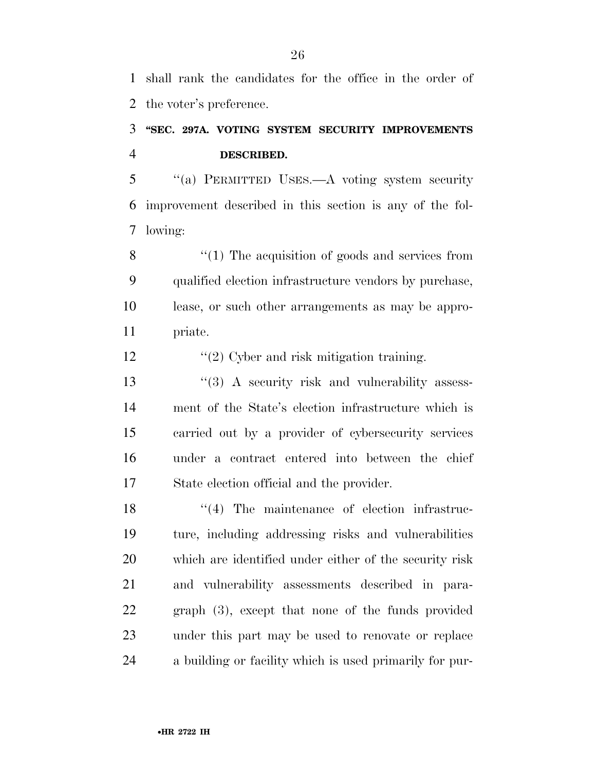shall rank the candidates for the office in the order of the voter's preference.

**"SEC. 297A. VOTING SYSTEM SECURITY IMPROVEMENTS DESCRIBED.**

"(a) PERMITTED USES.—A voting system security improvement described in this section is any of the following:

"(1) The acquisition of goods and services from qualified election infrastructure vendors by purchase, lease, or such other arrangements as may be appropriate.

"(2) Cyber and risk mitigation training.

"(3) A security risk and vulnerability assessment of the State's election infrastructure which is carried out by a provider of cybersecurity services under a contract entered into between the chief State election official and the provider.

"(4) The maintenance of election infrastructure, including addressing risks and vulnerabilities which are identified under either of the security risk and vulnerability assessments described in paragraph (3), except that none of the funds provided under this part may be used to renovate or replace a building or facility which is used primarily for pur-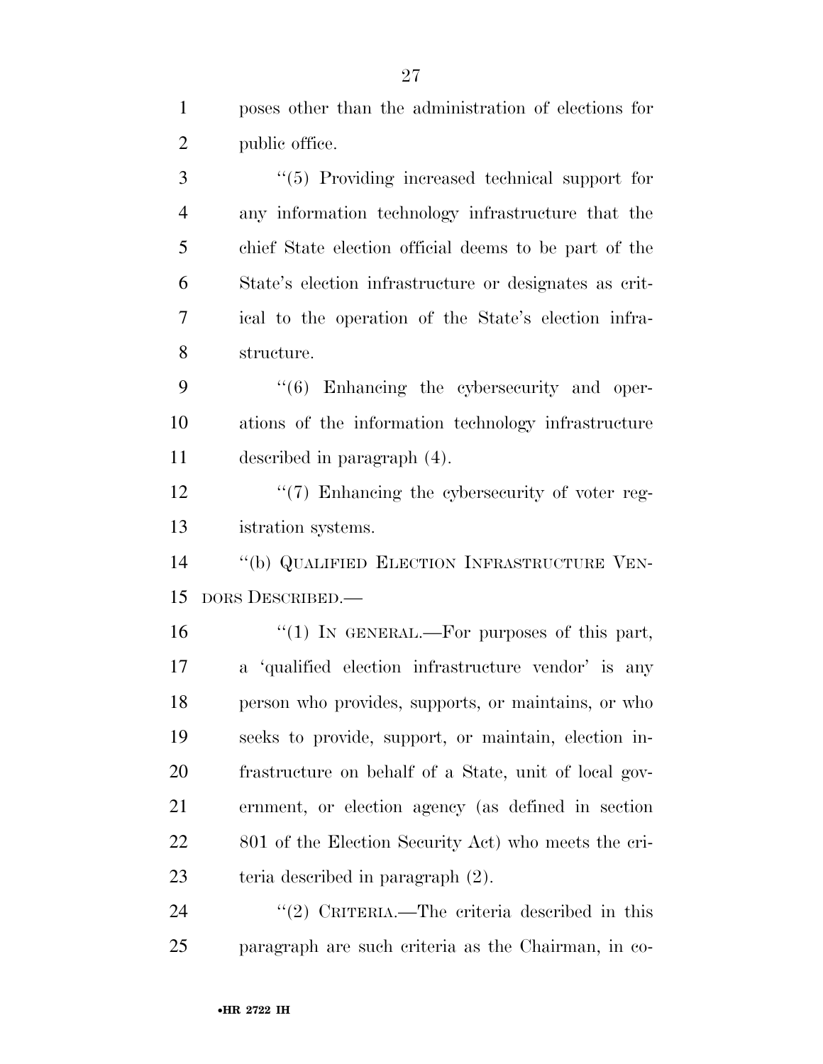poses other than the administration of elections for public office.

"(5) Providing increased technical support for any information technology infrastructure that the chief State election official deems to be part of the State's election infrastructure or designates as critical to the operation of the State's election infrastructure.

"(6) Enhancing the cybersecurity and operations of the information technology infrastructure described in paragraph (4).

"(7) Enhancing the cybersecurity of voter registration systems.

"(b) QUALIFIED ELECTION INFRASTRUCTURE VENDORS DESCRIBED.—

"(1) IN GENERAL.—For purposes of this part, a 'qualified election infrastructure vendor' is any person who provides, supports, or maintains, or who seeks to provide, support, or maintain, election infrastructure on behalf of a State, unit of local government, or election agency (as defined in section 801 of the Election Security Act) who meets the criteria described in paragraph (2).

"(2) CRITERIA.—The criteria described in this paragraph are such criteria as the Chairman, in co-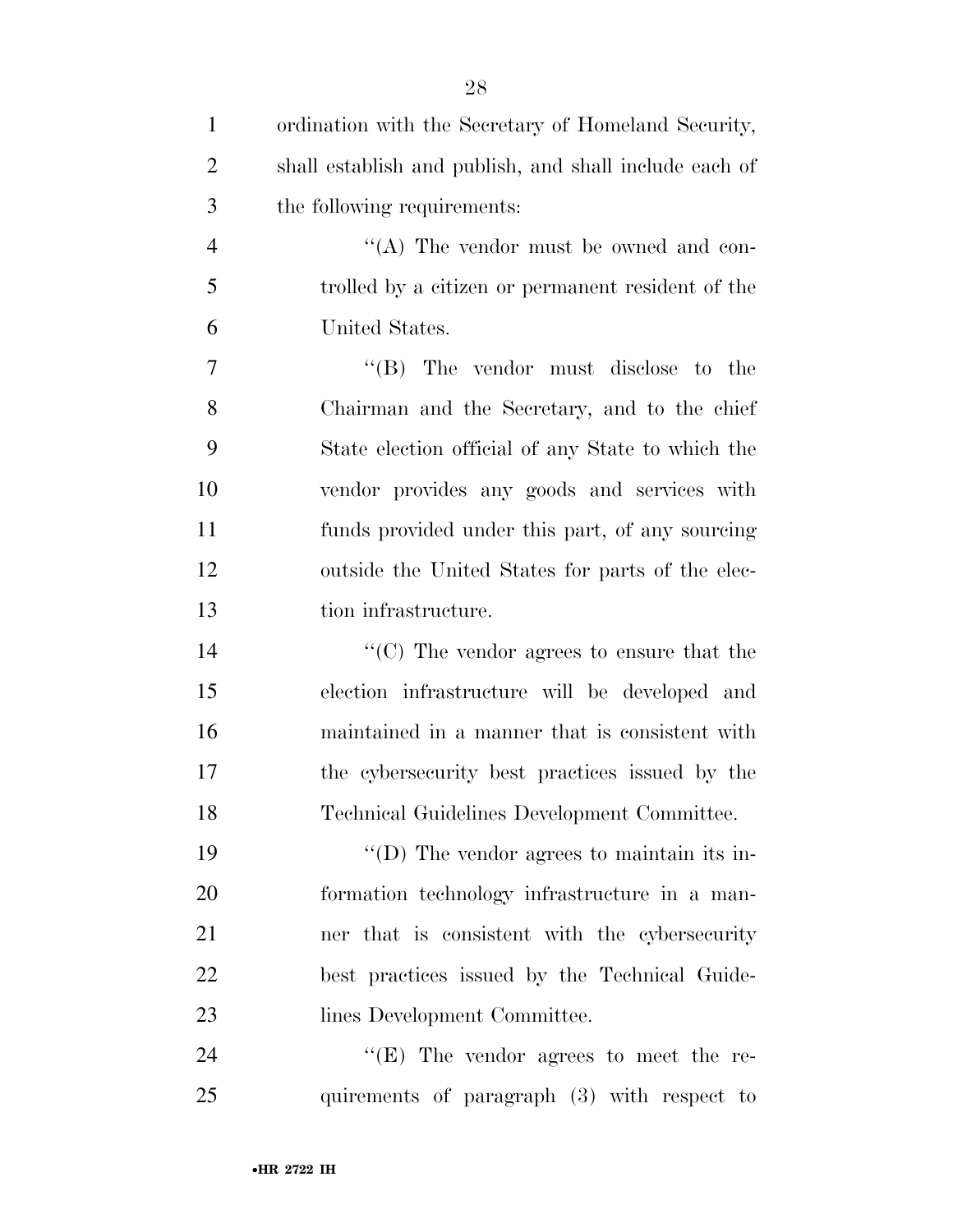ordination with the Secretary of Homeland Security, shall establish and publish, and shall include each of the following requirements:

"(A) The vendor must be owned and controlled by a citizen or permanent resident of the United States.

"(B) The vendor must disclose to the Chairman and the Secretary, and to the chief State election official of any State to which the vendor provides any goods and services with funds provided under this part, of any sourcing outside the United States for parts of the election infrastructure.

"(C) The vendor agrees to ensure that the election infrastructure will be developed and maintained in a manner that is consistent with the cybersecurity best practices issued by the Technical Guidelines Development Committee.

"(D) The vendor agrees to maintain its information technology infrastructure in a manner that is consistent with the cybersecurity best practices issued by the Technical Guidelines Development Committee.

"(E) The vendor agrees to meet the requirements of paragraph (3) with respect to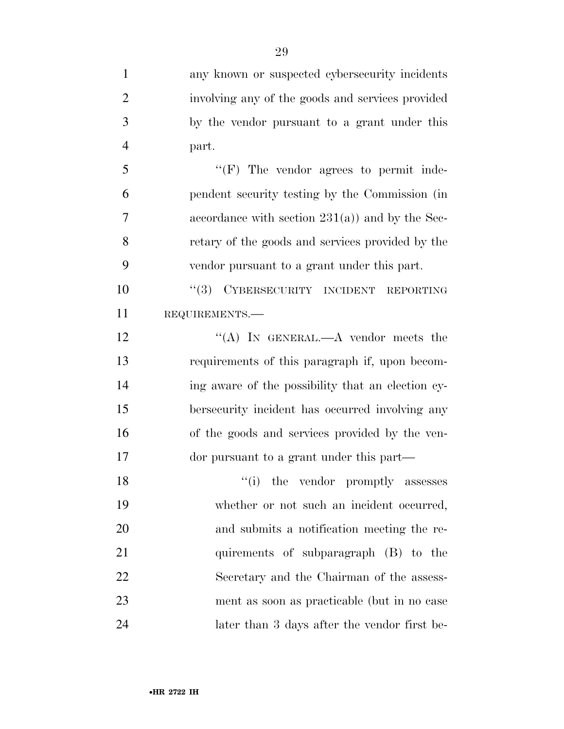any known or suspected cybersecurity incidents involving any of the goods and services provided by the vendor pursuant to a grant under this part.

"(F) The vendor agrees to permit independent security testing by the Commission (in accordance with section 231(a)) and by the Secretary of the goods and services provided by the vendor pursuant to a grant under this part.

"(3) CYBERSECURITY INCIDENT REPORTING REQUIREMENTS.—

"(A) IN GENERAL.—A vendor meets the requirements of this paragraph if, upon becoming aware of the possibility that an election cybersecurity incident has occurred involving any of the goods and services provided by the vendor pursuant to a grant under this part—

"(i) the vendor promptly assesses whether or not such an incident occurred, and submits a notification meeting the requirements of subparagraph (B) to the Secretary and the Chairman of the assessment as soon as practicable (but in no case later than 3 days after the vendor first be-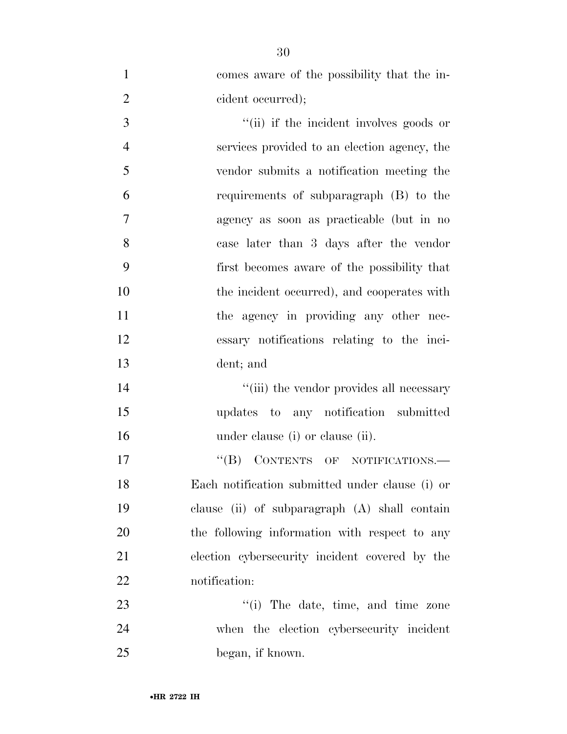comes aware of the possibility that the incident occurred);

''(ii) if the incident involves goods or services provided to an election agency, the vendor submits a notification meeting the requirements of subparagraph (B) to the agency as soon as practicable (but in no case later than 3 days after the vendor first becomes aware of the possibility that the incident occurred), and cooperates with the agency in providing any other necessary notifications relating to the incident; and

''(iii) the vendor provides all necessary updates to any notification submitted under clause (i) or clause (ii).

''(B) CONTENTS OF NOTIFICATIONS.—Each notification submitted under clause (i) or clause (ii) of subparagraph (A) shall contain the following information with respect to any election cybersecurity incident covered by the notification:

''(i) The date, time, and time zone when the election cybersecurity incident began, if known.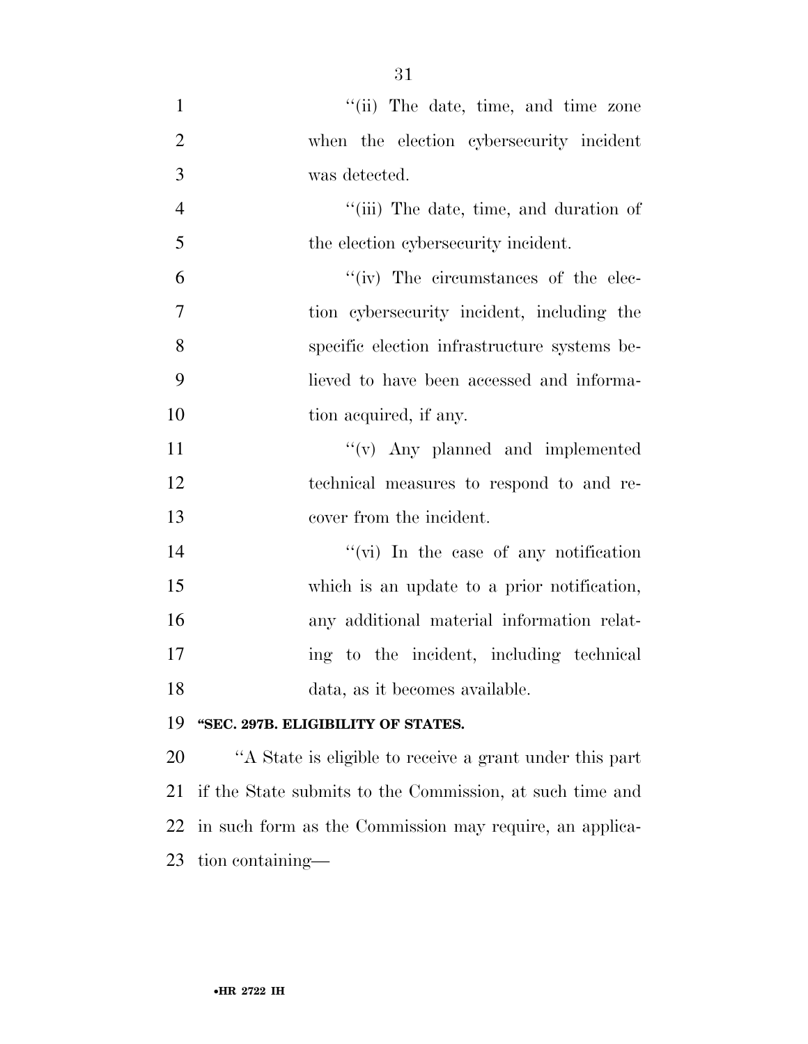"(ii) The date, time, and time zone when the election cybersecurity incident was detected.

"(iii) The date, time, and duration of the election cybersecurity incident.

"(iv) The circumstances of the election cybersecurity incident, including the specific election infrastructure systems believed to have been accessed and information acquired, if any.

"(v) Any planned and implemented technical measures to respond to and recover from the incident.

"(vi) In the case of any notification which is an update to a prior notification, any additional material information relating to the incident, including technical data, as it becomes available.

**"SEC. 297B. ELIGIBILITY OF STATES.**

"A State is eligible to receive a grant under this part if the State submits to the Commission, at such time and in such form as the Commission may require, an application containing—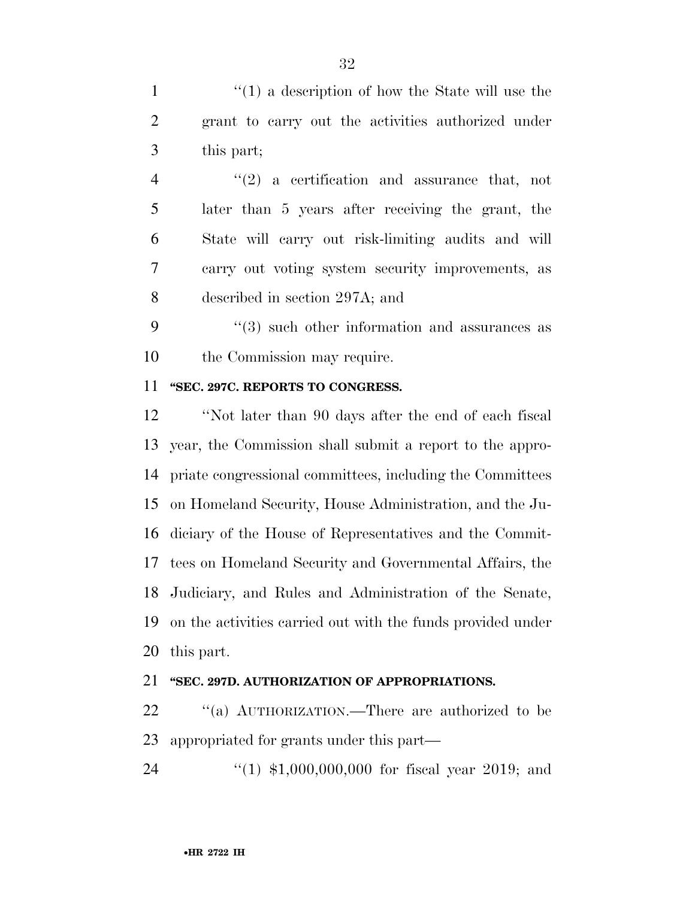''(1) a description of how the State will use the grant to carry out the activities authorized under this part;

''(2) a certification and assurance that, not later than 5 years after receiving the grant, the State will carry out risk-limiting audits and will carry out voting system security improvements, as described in section 297A; and

''(3) such other information and assurances as the Commission may require.

**''SEC. 297C. REPORTS TO CONGRESS.**

''Not later than 90 days after the end of each fiscal year, the Commission shall submit a report to the appropriate congressional committees, including the Committees on Homeland Security, House Administration, and the Judiciary of the House of Representatives and the Committees on Homeland Security and Governmental Affairs, the Judiciary, and Rules and Administration of the Senate, on the activities carried out with the funds provided under this part.

**''SEC. 297D. AUTHORIZATION OF APPROPRIATIONS.**

''(a) AUTHORIZATION.—There are authorized to be appropriated for grants under this part—

''(1) $1,000,000,000 for fiscal year 2019; and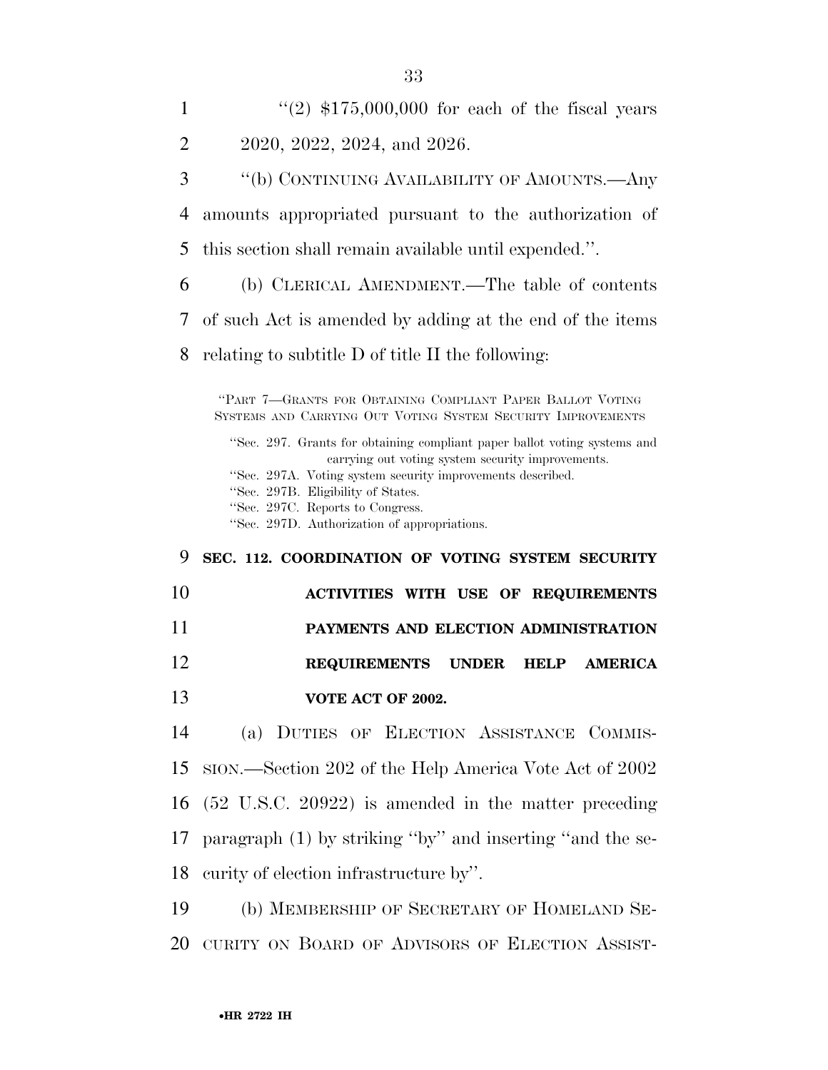"(2) $175,000,000 for each of the fiscal years 2020, 2022, 2024, and 2026.

"(b) CONTINUING AVAILABILITY OF AMOUNTS.—Any amounts appropriated pursuant to the authorization of this section shall remain available until expended.".

(b) CLERICAL AMENDMENT.—The table of contents of such Act is amended by adding at the end of the items relating to subtitle D of title II the following:

"PART 7—GRANTS FOR OBTAINING COMPLIANT PAPER BALLOT VOTING SYSTEMS AND CARRYING OUT VOTING SYSTEM SECURITY IMPROVEMENTS

"Sec. 297. Grants for obtaining compliant paper ballot voting systems and carrying out voting system security improvements.
"Sec. 297A. Voting system security improvements described.
"Sec. 297B. Eligibility of States.
"Sec. 297C. Reports to Congress.
"Sec. 297D. Authorization of appropriations.

**SEC. 112. COORDINATION OF VOTING SYSTEM SECURITY ACTIVITIES WITH USE OF REQUIREMENTS PAYMENTS AND ELECTION ADMINISTRATION REQUIREMENTS UNDER HELP AMERICA VOTE ACT OF 2002.**

(a) DUTIES OF ELECTION ASSISTANCE COMMISSION.—Section 202 of the Help America Vote Act of 2002 (52 U.S.C. 20922) is amended in the matter preceding paragraph (1) by striking "by" and inserting "and the security of election infrastructure by".

(b) MEMBERSHIP OF SECRETARY OF HOMELAND SECURITY ON BOARD OF ADVISORS OF ELECTION ASSIST-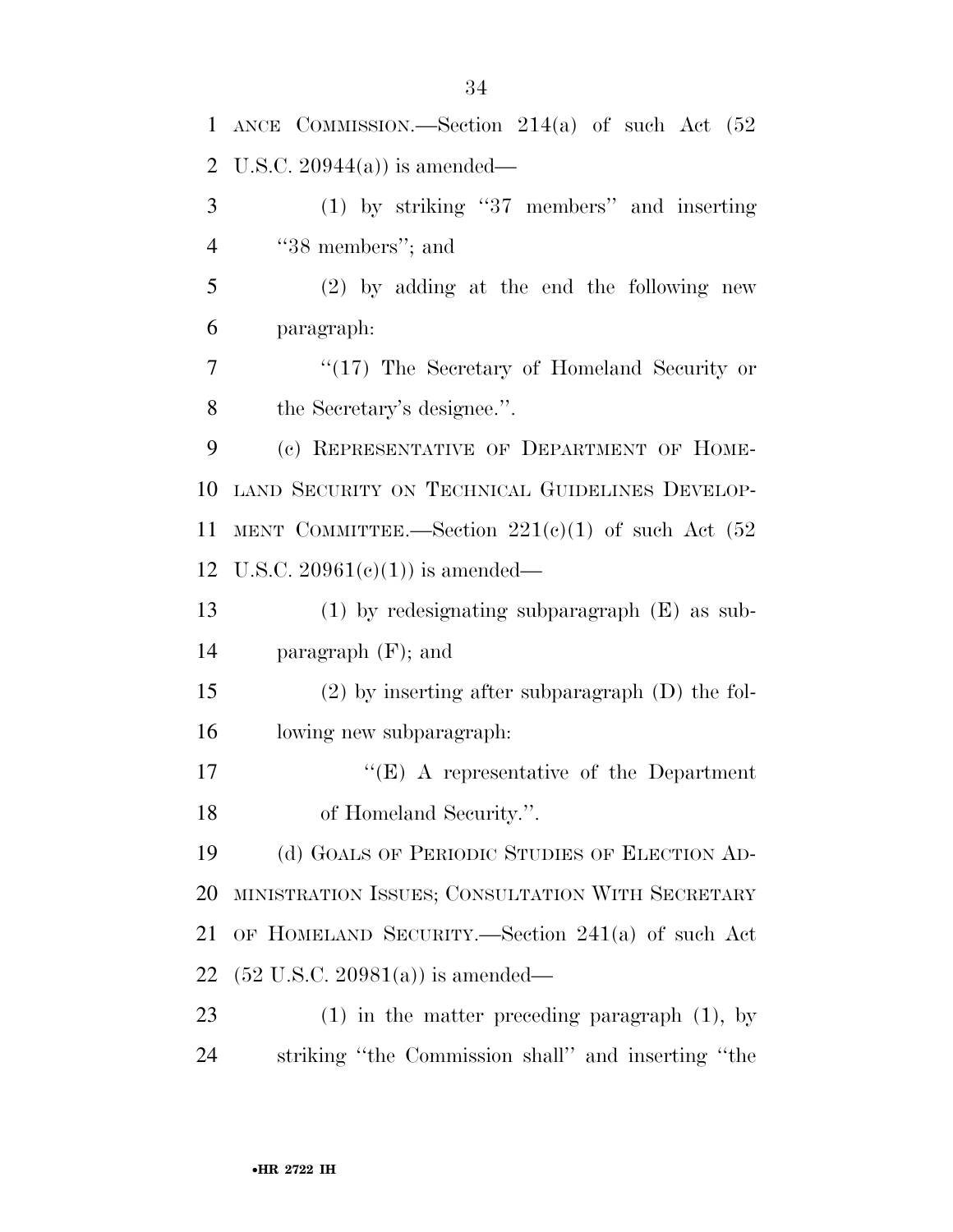ANCE COMMISSION.—Section 214(a) of such Act (52 U.S.C. 20944(a)) is amended—

(1) by striking ''37 members'' and inserting ''38 members''; and

(2) by adding at the end the following new paragraph:

''(17) The Secretary of Homeland Security or the Secretary's designee.''.

(c) REPRESENTATIVE OF DEPARTMENT OF HOMELAND SECURITY ON TECHNICAL GUIDELINES DEVELOPMENT COMMITTEE.—Section 221(c)(1) of such Act (52 U.S.C. 20961(c)(1)) is amended—

(1) by redesignating subparagraph (E) as subparagraph (F); and

(2) by inserting after subparagraph (D) the following new subparagraph:

''(E) A representative of the Department of Homeland Security.''.

(d) GOALS OF PERIODIC STUDIES OF ELECTION ADMINISTRATION ISSUES; CONSULTATION WITH SECRETARY OF HOMELAND SECURITY.—Section 241(a) of such Act (52 U.S.C. 20981(a)) is amended—

(1) in the matter preceding paragraph (1), by striking ''the Commission shall'' and inserting ''the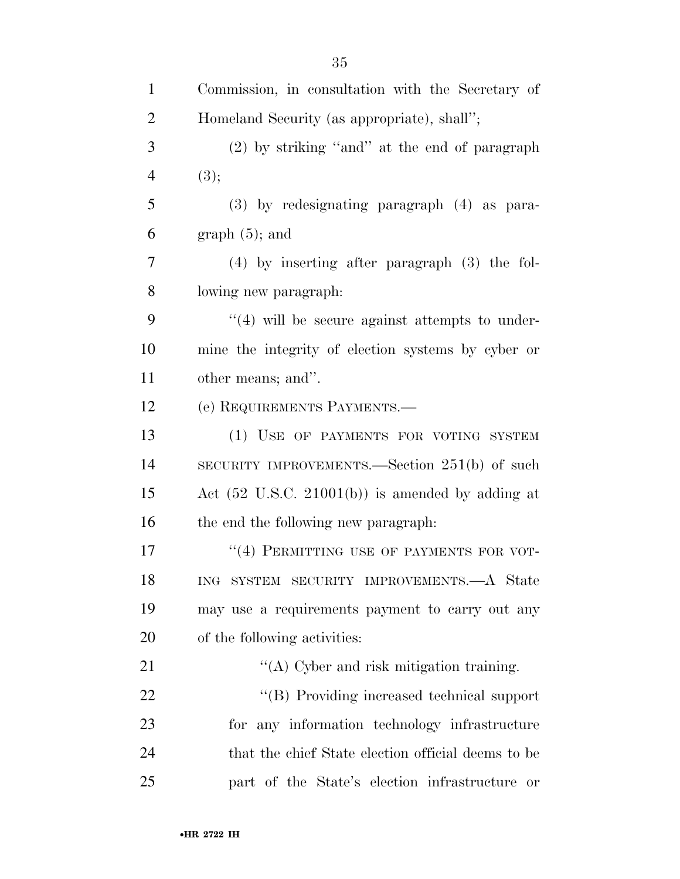Commission, in consultation with the Secretary of Homeland Security (as appropriate), shall'';

(2) by striking ''and'' at the end of paragraph (3);

(3) by redesignating paragraph (4) as paragraph (5); and

(4) by inserting after paragraph (3) the following new paragraph:

''(4) will be secure against attempts to undermine the integrity of election systems by cyber or other means; and''.

(e) REQUIREMENTS PAYMENTS.—

(1) USE OF PAYMENTS FOR VOTING SYSTEM SECURITY IMPROVEMENTS.—Section 251(b) of such Act (52 U.S.C. 21001(b)) is amended by adding at the end the following new paragraph:

''(4) PERMITTING USE OF PAYMENTS FOR VOTING SYSTEM SECURITY IMPROVEMENTS.—A State may use a requirements payment to carry out any of the following activities:

''(A) Cyber and risk mitigation training.

''(B) Providing increased technical support for any information technology infrastructure that the chief State election official deems to be part of the State's election infrastructure or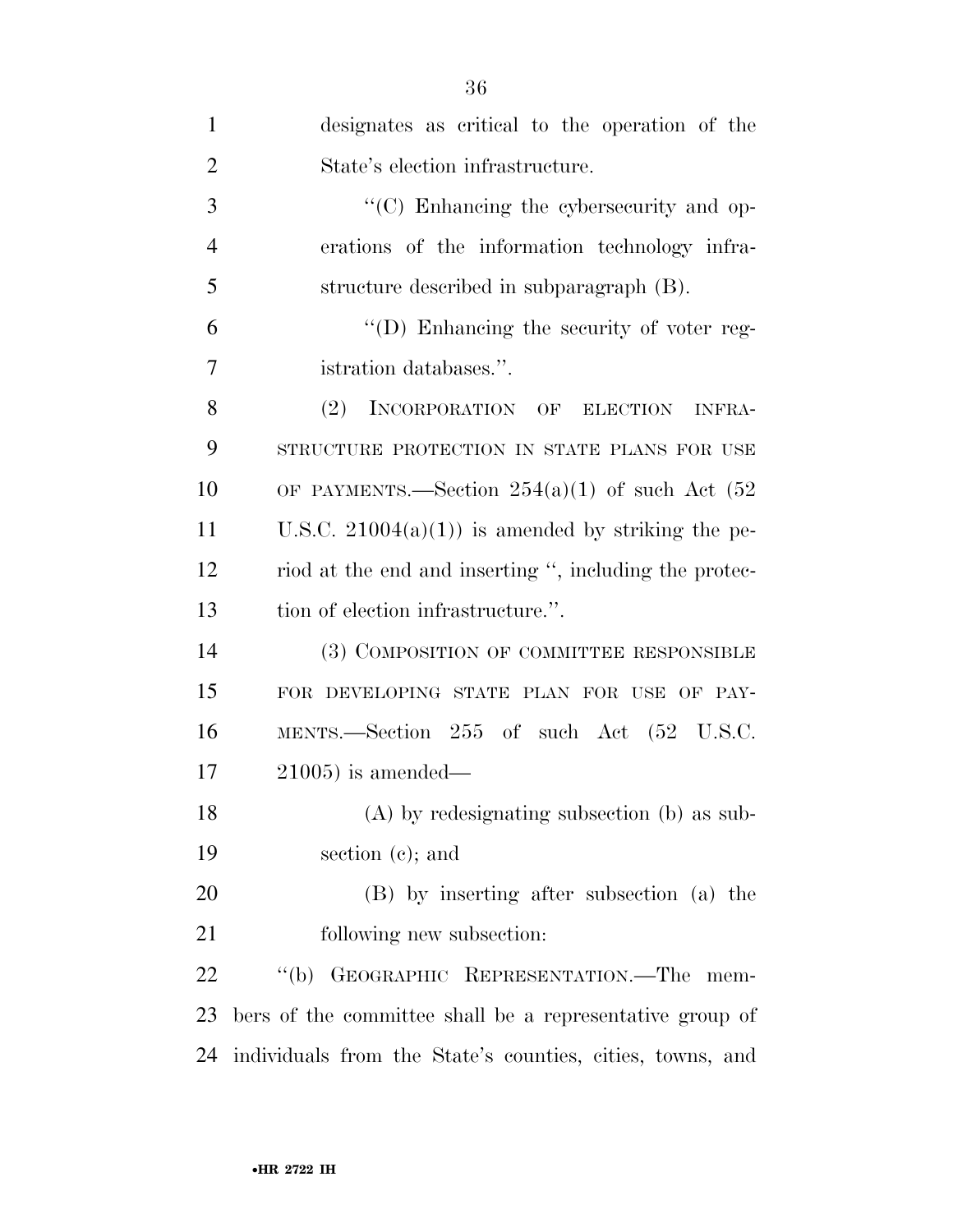designates as critical to the operation of the State's election infrastructure.

''(C) Enhancing the cybersecurity and operations of the information technology infrastructure described in subparagraph (B).

''(D) Enhancing the security of voter registration databases.''.

(2) INCORPORATION OF ELECTION INFRASTRUCTURE PROTECTION IN STATE PLANS FOR USE OF PAYMENTS.—Section 254(a)(1) of such Act (52 U.S.C. 21004(a)(1)) is amended by striking the period at the end and inserting '', including the protection of election infrastructure.''.

(3) COMPOSITION OF COMMITTEE RESPONSIBLE FOR DEVELOPING STATE PLAN FOR USE OF PAYMENTS.—Section 255 of such Act (52 U.S.C. 21005) is amended—

(A) by redesignating subsection (b) as subsection (c); and

(B) by inserting after subsection (a) the following new subsection:

''(b) GEOGRAPHIC REPRESENTATION.—The members of the committee shall be a representative group of individuals from the State's counties, cities, towns, and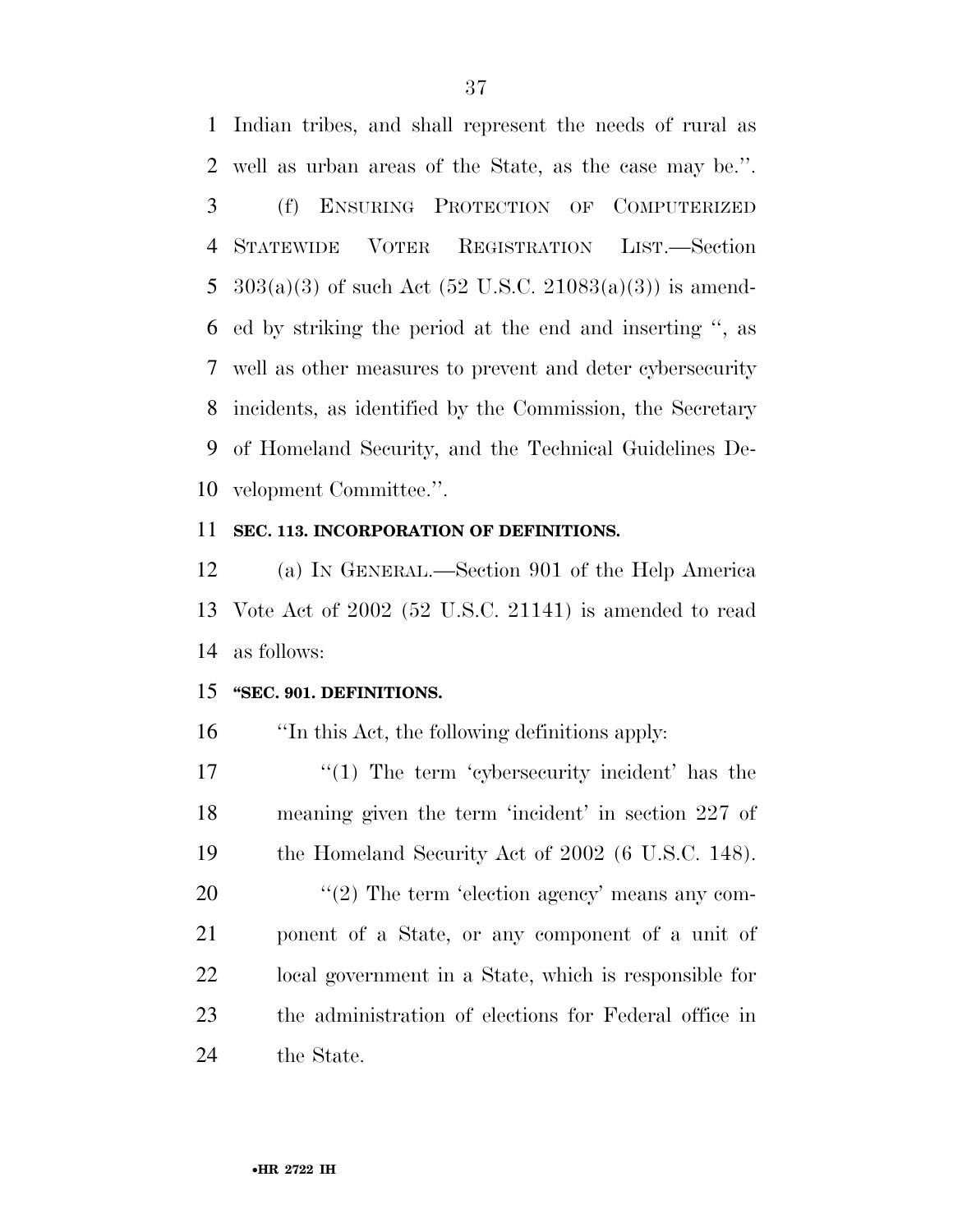Indian tribes, and shall represent the needs of rural as well as urban areas of the State, as the case may be.''.

(f) ENSURING PROTECTION OF COMPUTERIZED STATEWIDE VOTER REGISTRATION LIST.—Section 303(a)(3) of such Act (52 U.S.C. 21083(a)(3)) is amended by striking the period at the end and inserting '', as well as other measures to prevent and deter cybersecurity incidents, as identified by the Commission, the Secretary of Homeland Security, and the Technical Guidelines Development Committee.''.

**SEC. 113. INCORPORATION OF DEFINITIONS.**

(a) IN GENERAL.—Section 901 of the Help America Vote Act of 2002 (52 U.S.C. 21141) is amended to read as follows:

**''SEC. 901. DEFINITIONS.**

''In this Act, the following definitions apply:

''(1) The term 'cybersecurity incident' has the meaning given the term 'incident' in section 227 of the Homeland Security Act of 2002 (6 U.S.C. 148).

''(2) The term 'election agency' means any component of a State, or any component of a unit of local government in a State, which is responsible for the administration of elections for Federal office in the State.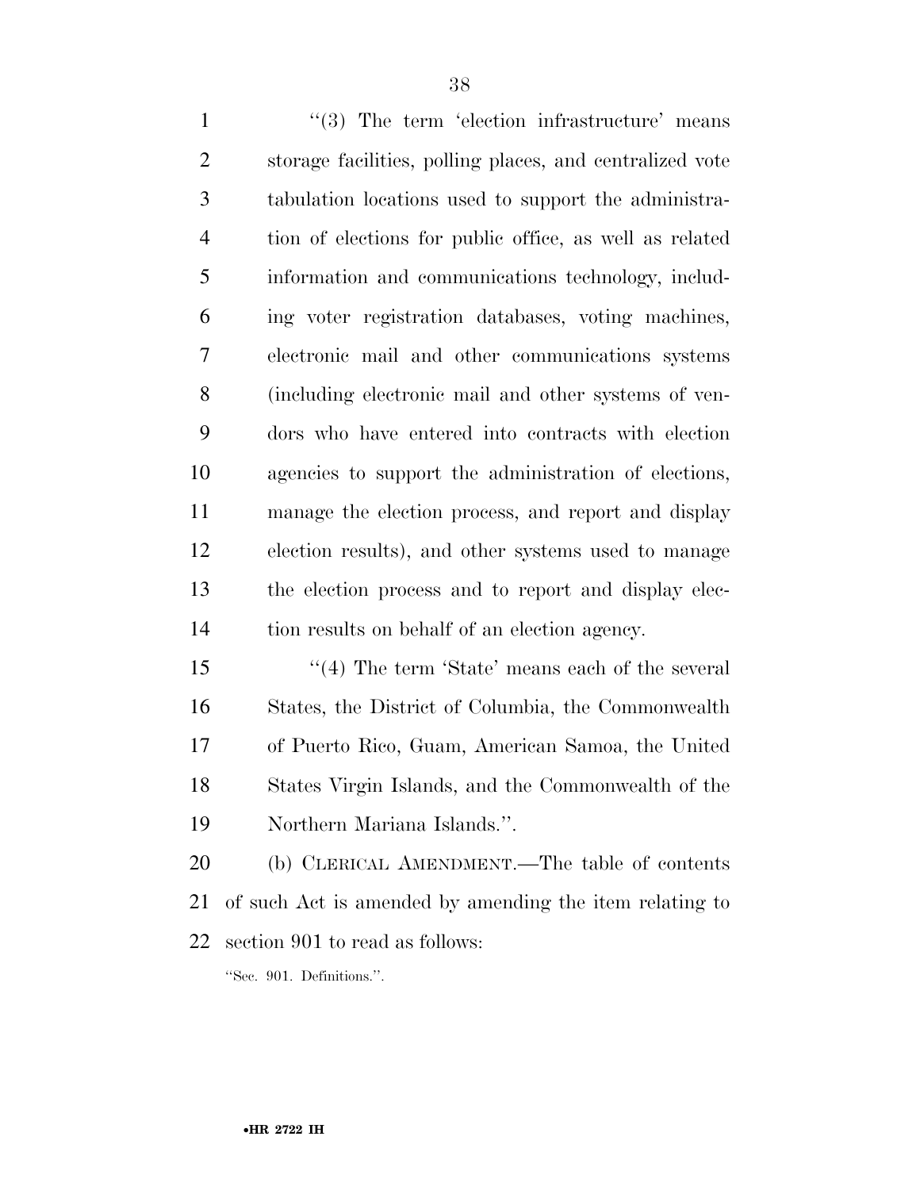"(3) The term 'election infrastructure' means storage facilities, polling places, and centralized vote tabulation locations used to support the administration of elections for public office, as well as related information and communications technology, including voter registration databases, voting machines, electronic mail and other communications systems (including electronic mail and other systems of vendors who have entered into contracts with election agencies to support the administration of elections, manage the election process, and report and display election results), and other systems used to manage the election process and to report and display election results on behalf of an election agency.

"(4) The term 'State' means each of the several States, the District of Columbia, the Commonwealth of Puerto Rico, Guam, American Samoa, the United States Virgin Islands, and the Commonwealth of the Northern Mariana Islands.".

(b) CLERICAL AMENDMENT.—The table of contents of such Act is amended by amending the item relating to section 901 to read as follows:

"Sec. 901. Definitions.".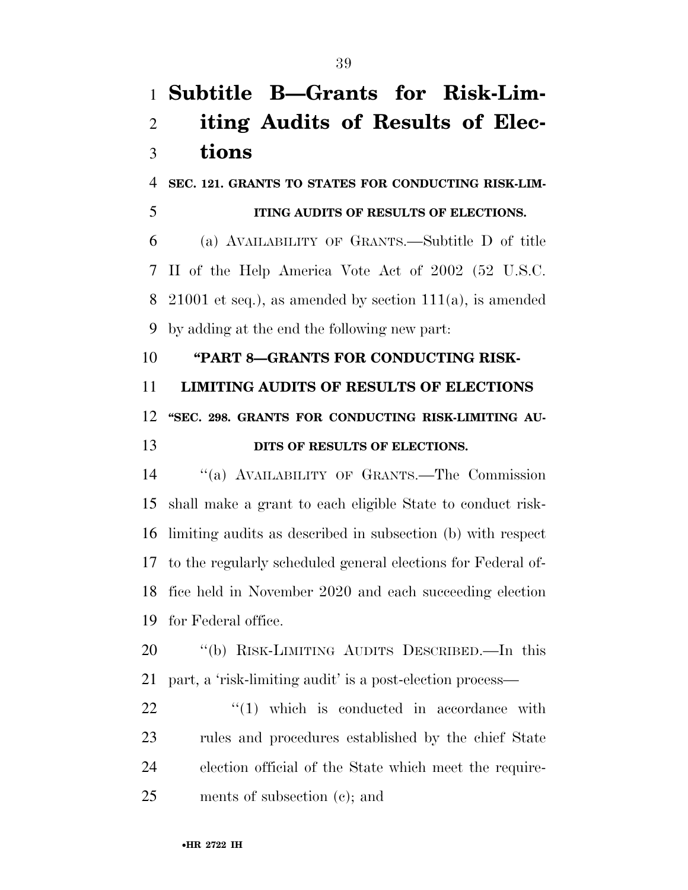## Subtitle B—Grants for Risk-Limiting Audits of Results of Elections

**SEC. 121. GRANTS TO STATES FOR CONDUCTING RISK-LIMITING AUDITS OF RESULTS OF ELECTIONS.**

(a) AVAILABILITY OF GRANTS.—Subtitle D of title II of the Help America Vote Act of 2002 (52 U.S.C. 21001 et seq.), as amended by section 111(a), is amended by adding at the end the following new part:

**"PART 8—GRANTS FOR CONDUCTING RISK-LIMITING AUDITS OF RESULTS OF ELECTIONS**

**"SEC. 298. GRANTS FOR CONDUCTING RISK-LIMITING AUDITS OF RESULTS OF ELECTIONS.**

"(a) AVAILABILITY OF GRANTS.—The Commission shall make a grant to each eligible State to conduct risk-limiting audits as described in subsection (b) with respect to the regularly scheduled general elections for Federal office held in November 2020 and each succeeding election for Federal office.

"(b) RISK-LIMITING AUDITS DESCRIBED.—In this part, a 'risk-limiting audit' is a post-election process—

"(1) which is conducted in accordance with rules and procedures established by the chief State election official of the State which meet the requirements of subsection (c); and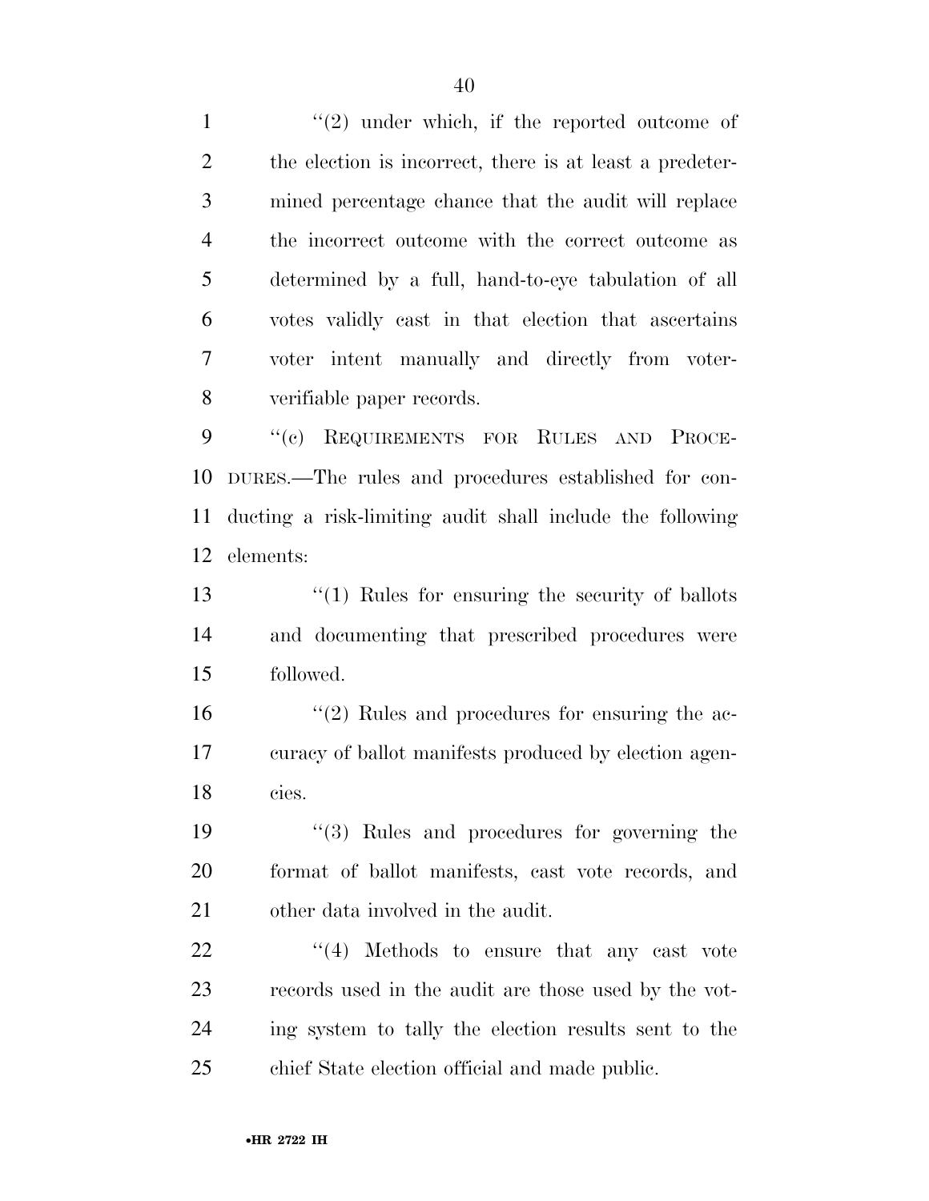"(2) under which, if the reported outcome of the election is incorrect, there is at least a predetermined percentage chance that the audit will replace the incorrect outcome with the correct outcome as determined by a full, hand-to-eye tabulation of all votes validly cast in that election that ascertains voter intent manually and directly from voter-verifiable paper records.

"(c) REQUIREMENTS FOR RULES AND PROCEDURES.—The rules and procedures established for conducting a risk-limiting audit shall include the following elements:

"(1) Rules for ensuring the security of ballots and documenting that prescribed procedures were followed.

"(2) Rules and procedures for ensuring the accuracy of ballot manifests produced by election agencies.

"(3) Rules and procedures for governing the format of ballot manifests, cast vote records, and other data involved in the audit.

"(4) Methods to ensure that any cast vote records used in the audit are those used by the voting system to tally the election results sent to the chief State election official and made public.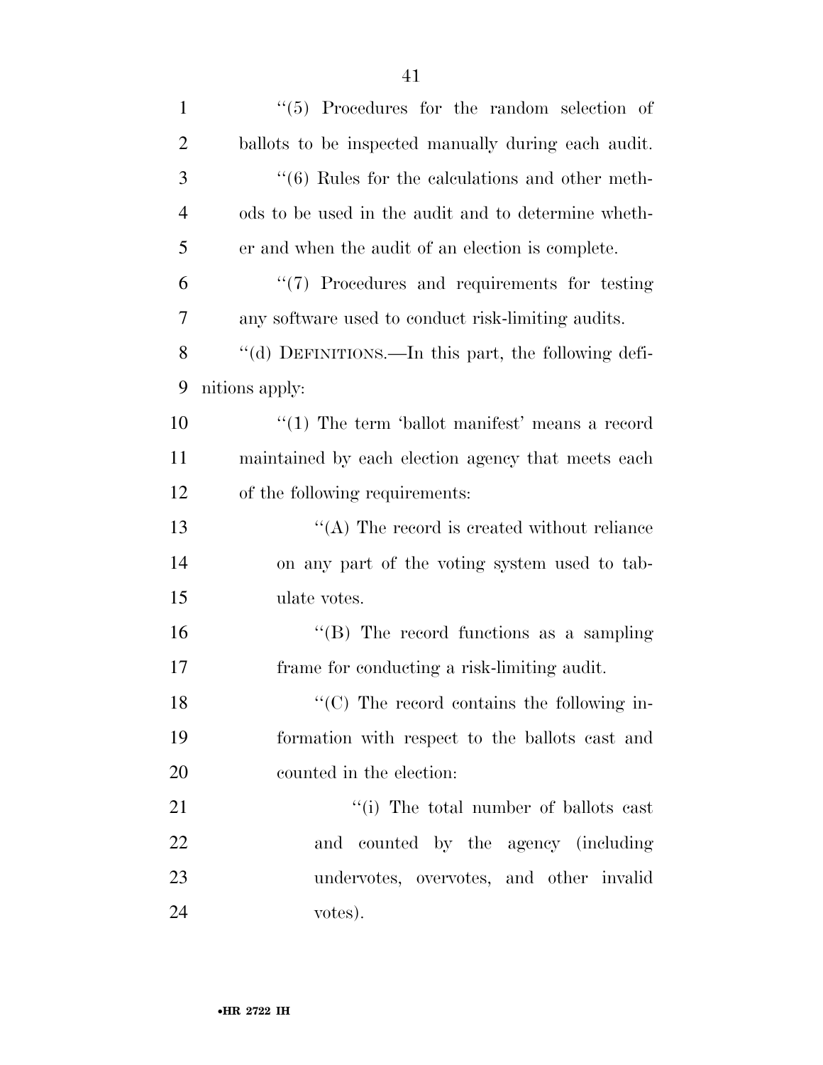''(5) Procedures for the random selection of ballots to be inspected manually during each audit.

''(6) Rules for the calculations and other methods to be used in the audit and to determine whether and when the audit of an election is complete.

''(7) Procedures and requirements for testing any software used to conduct risk-limiting audits.

''(d) DEFINITIONS.—In this part, the following definitions apply:

''(1) The term 'ballot manifest' means a record maintained by each election agency that meets each of the following requirements:

''(A) The record is created without reliance on any part of the voting system used to tabulate votes.

''(B) The record functions as a sampling frame for conducting a risk-limiting audit.

''(C) The record contains the following information with respect to the ballots cast and counted in the election:

''(i) The total number of ballots cast and counted by the agency (including undervotes, overvotes, and other invalid votes).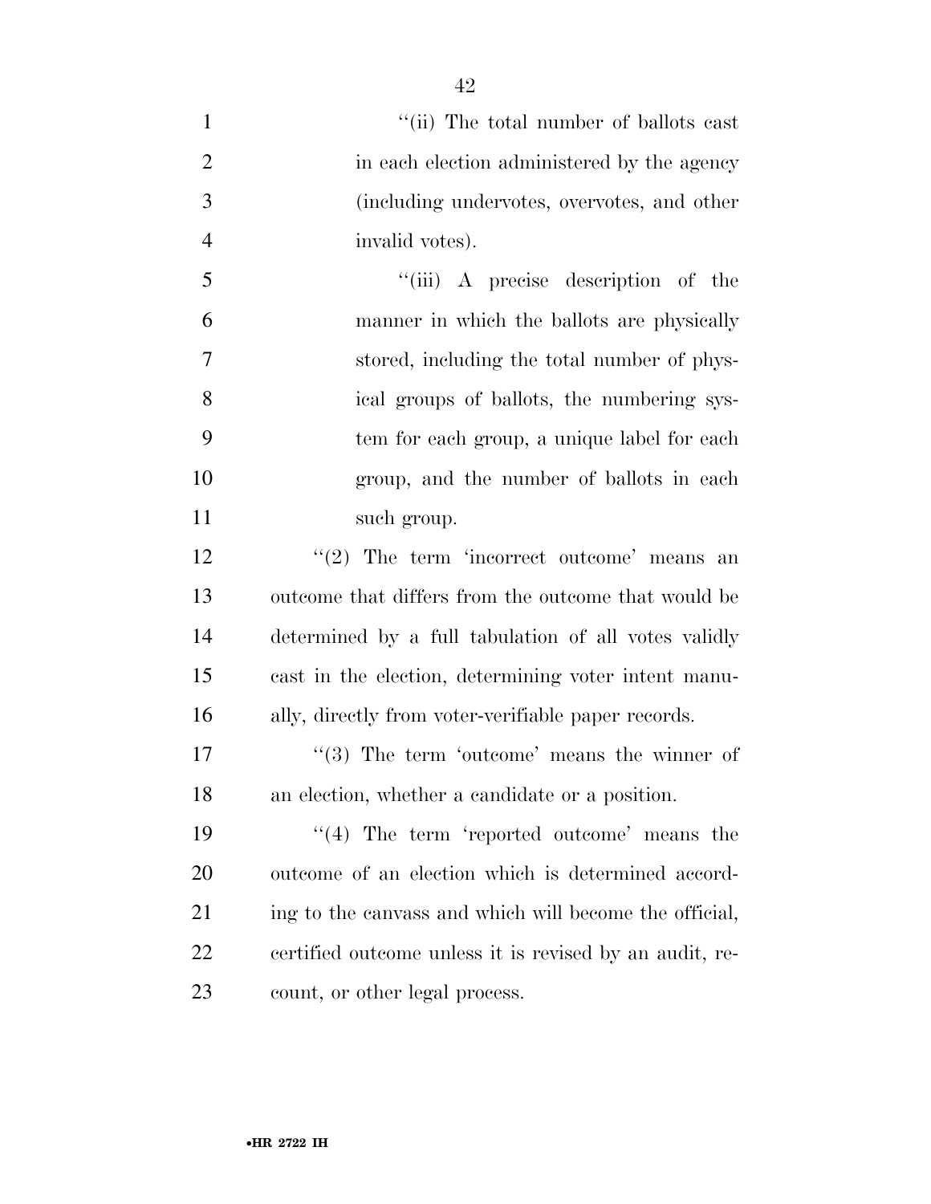"(ii) The total number of ballots cast in each election administered by the agency (including undervotes, overvotes, and other invalid votes).

"(iii) A precise description of the manner in which the ballots are physically stored, including the total number of physical groups of ballots, the numbering system for each group, a unique label for each group, and the number of ballots in each such group.

"(2) The term 'incorrect outcome' means an outcome that differs from the outcome that would be determined by a full tabulation of all votes validly cast in the election, determining voter intent manually, directly from voter-verifiable paper records.

"(3) The term 'outcome' means the winner of an election, whether a candidate or a position.

"(4) The term 'reported outcome' means the outcome of an election which is determined according to the canvass and which will become the official, certified outcome unless it is revised by an audit, recount, or other legal process.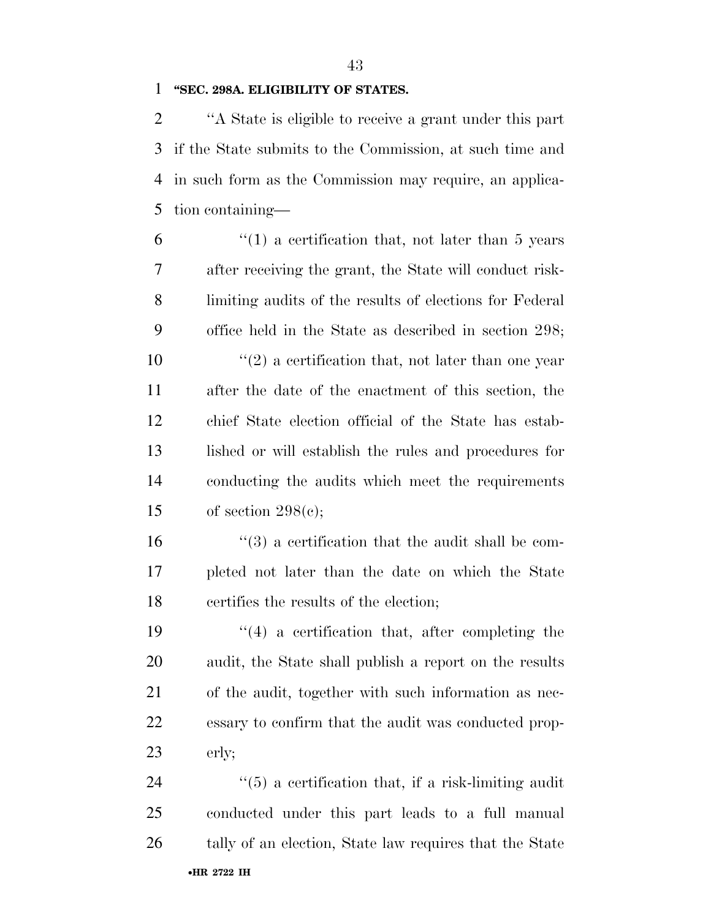**"SEC. 298A. ELIGIBILITY OF STATES.**

"A State is eligible to receive a grant under this part if the State submits to the Commission, at such time and in such form as the Commission may require, an application containing—

"(1) a certification that, not later than 5 years after receiving the grant, the State will conduct risk-limiting audits of the results of elections for Federal office held in the State as described in section 298;

"(2) a certification that, not later than one year after the date of the enactment of this section, the chief State election official of the State has established or will establish the rules and procedures for conducting the audits which meet the requirements of section 298(c);

"(3) a certification that the audit shall be completed not later than the date on which the State certifies the results of the election;

"(4) a certification that, after completing the audit, the State shall publish a report on the results of the audit, together with such information as necessary to confirm that the audit was conducted properly;

"(5) a certification that, if a risk-limiting audit conducted under this part leads to a full manual tally of an election, State law requires that the State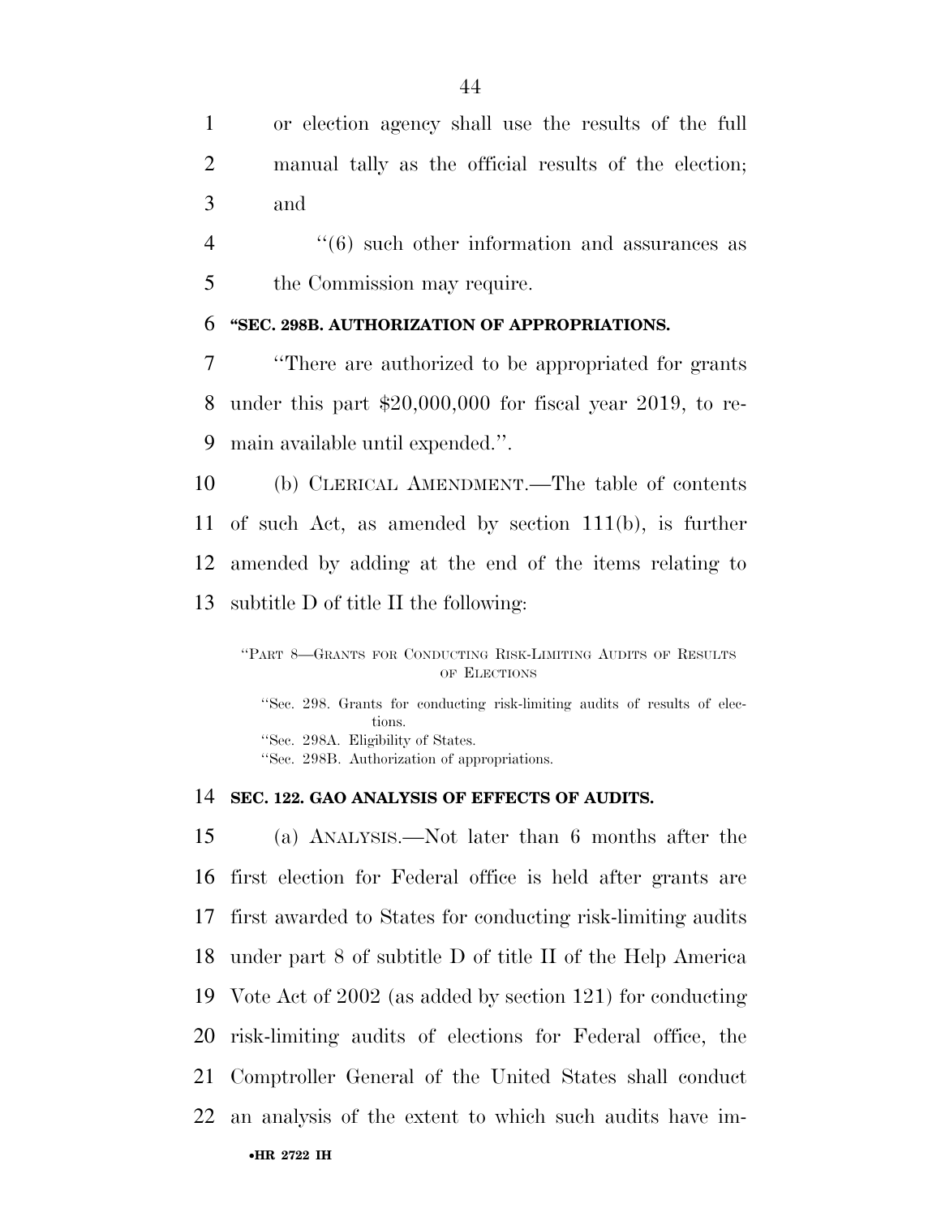or election agency shall use the results of the full manual tally as the official results of the election; and

"(6) such other information and assurances as the Commission may require.

**"SEC. 298B. AUTHORIZATION OF APPROPRIATIONS.**

"There are authorized to be appropriated for grants under this part $20,000,000 for fiscal year 2019, to remain available until expended.".

(b) CLERICAL AMENDMENT.—The table of contents of such Act, as amended by section 111(b), is further amended by adding at the end of the items relating to subtitle D of title II the following:

"PART 8—GRANTS FOR CONDUCTING RISK-LIMITING AUDITS OF RESULTS OF ELECTIONS

"Sec. 298. Grants for conducting risk-limiting audits of results of elections.
"Sec. 298A. Eligibility of States.
"Sec. 298B. Authorization of appropriations.

**SEC. 122. GAO ANALYSIS OF EFFECTS OF AUDITS.**

(a) ANALYSIS.—Not later than 6 months after the first election for Federal office is held after grants are first awarded to States for conducting risk-limiting audits under part 8 of subtitle D of title II of the Help America Vote Act of 2002 (as added by section 121) for conducting risk-limiting audits of elections for Federal office, the Comptroller General of the United States shall conduct an analysis of the extent to which such audits have im-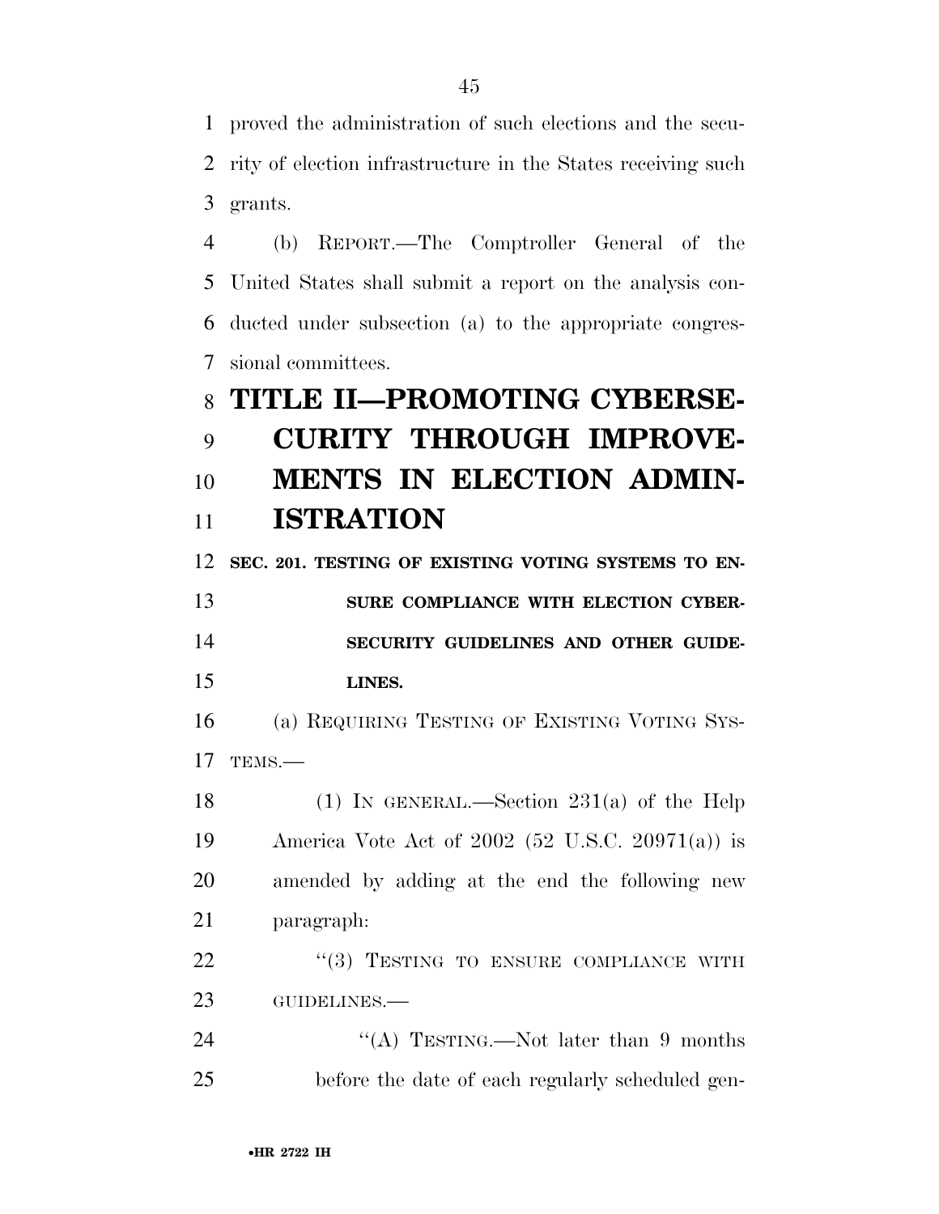proved the administration of such elections and the security of election infrastructure in the States receiving such grants.

(b) REPORT.—The Comptroller General of the United States shall submit a report on the analysis conducted under subsection (a) to the appropriate congressional committees.

# TITLE II—PROMOTING CYBERSECURITY THROUGH IMPROVEMENTS IN ELECTION ADMINISTRATION

## SEC. 201. TESTING OF EXISTING VOTING SYSTEMS TO ENSURE COMPLIANCE WITH ELECTION CYBERSECURITY GUIDELINES AND OTHER GUIDELINES.

(a) REQUIRING TESTING OF EXISTING VOTING SYSTEMS.—

(1) IN GENERAL.—Section 231(a) of the Help America Vote Act of 2002 (52 U.S.C. 20971(a)) is amended by adding at the end the following new paragraph:

"(3) TESTING TO ENSURE COMPLIANCE WITH GUIDELINES.—

"(A) TESTING.—Not later than 9 months before the date of each regularly scheduled gen-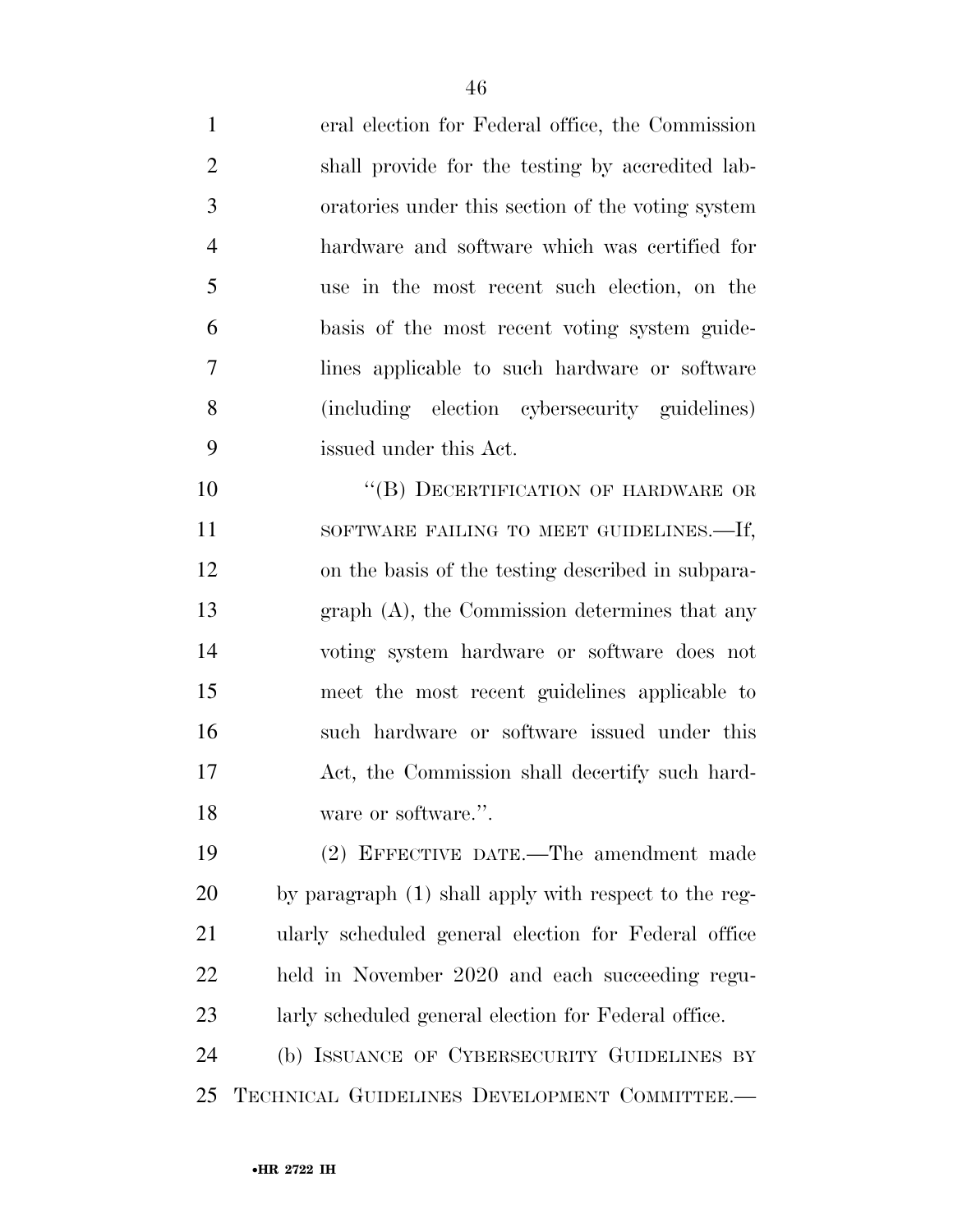eral election for Federal office, the Commission shall provide for the testing by accredited laboratories under this section of the voting system hardware and software which was certified for use in the most recent such election, on the basis of the most recent voting system guidelines applicable to such hardware or software (including election cybersecurity guidelines) issued under this Act.

"(B) DECERTIFICATION OF HARDWARE OR SOFTWARE FAILING TO MEET GUIDELINES.—If, on the basis of the testing described in subparagraph (A), the Commission determines that any voting system hardware or software does not meet the most recent guidelines applicable to such hardware or software issued under this Act, the Commission shall decertify such hardware or software.".

(2) EFFECTIVE DATE.—The amendment made by paragraph (1) shall apply with respect to the regularly scheduled general election for Federal office held in November 2020 and each succeeding regularly scheduled general election for Federal office.

(b) ISSUANCE OF CYBERSECURITY GUIDELINES BY TECHNICAL GUIDELINES DEVELOPMENT COMMITTEE.—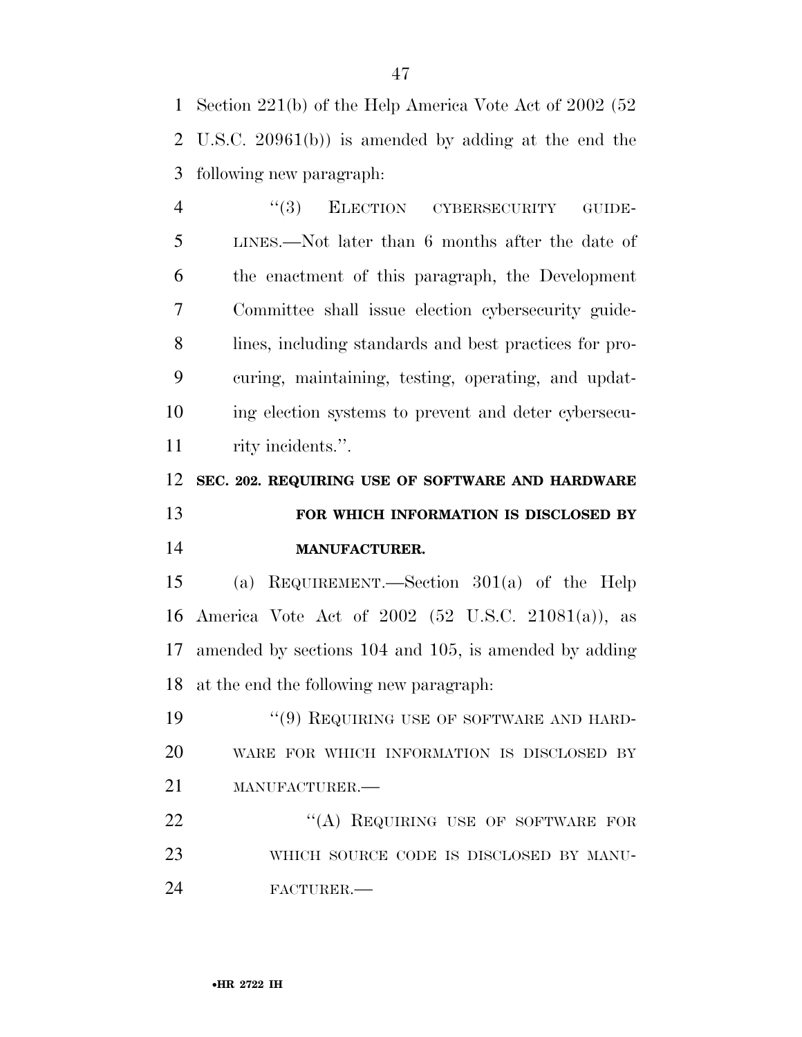Section 221(b) of the Help America Vote Act of 2002 (52 U.S.C. 20961(b)) is amended by adding at the end the following new paragraph:

"(3) ELECTION CYBERSECURITY GUIDELINES.—Not later than 6 months after the date of the enactment of this paragraph, the Development Committee shall issue election cybersecurity guidelines, including standards and best practices for procuring, maintaining, testing, operating, and updating election systems to prevent and deter cybersecurity incidents.".

**SEC. 202. REQUIRING USE OF SOFTWARE AND HARDWARE FOR WHICH INFORMATION IS DISCLOSED BY MANUFACTURER.**

(a) REQUIREMENT.—Section 301(a) of the Help America Vote Act of 2002 (52 U.S.C. 21081(a)), as amended by sections 104 and 105, is amended by adding at the end the following new paragraph:

"(9) REQUIRING USE OF SOFTWARE AND HARDWARE FOR WHICH INFORMATION IS DISCLOSED BY MANUFACTURER.—

"(A) REQUIRING USE OF SOFTWARE FOR WHICH SOURCE CODE IS DISCLOSED BY MANUFACTURER.—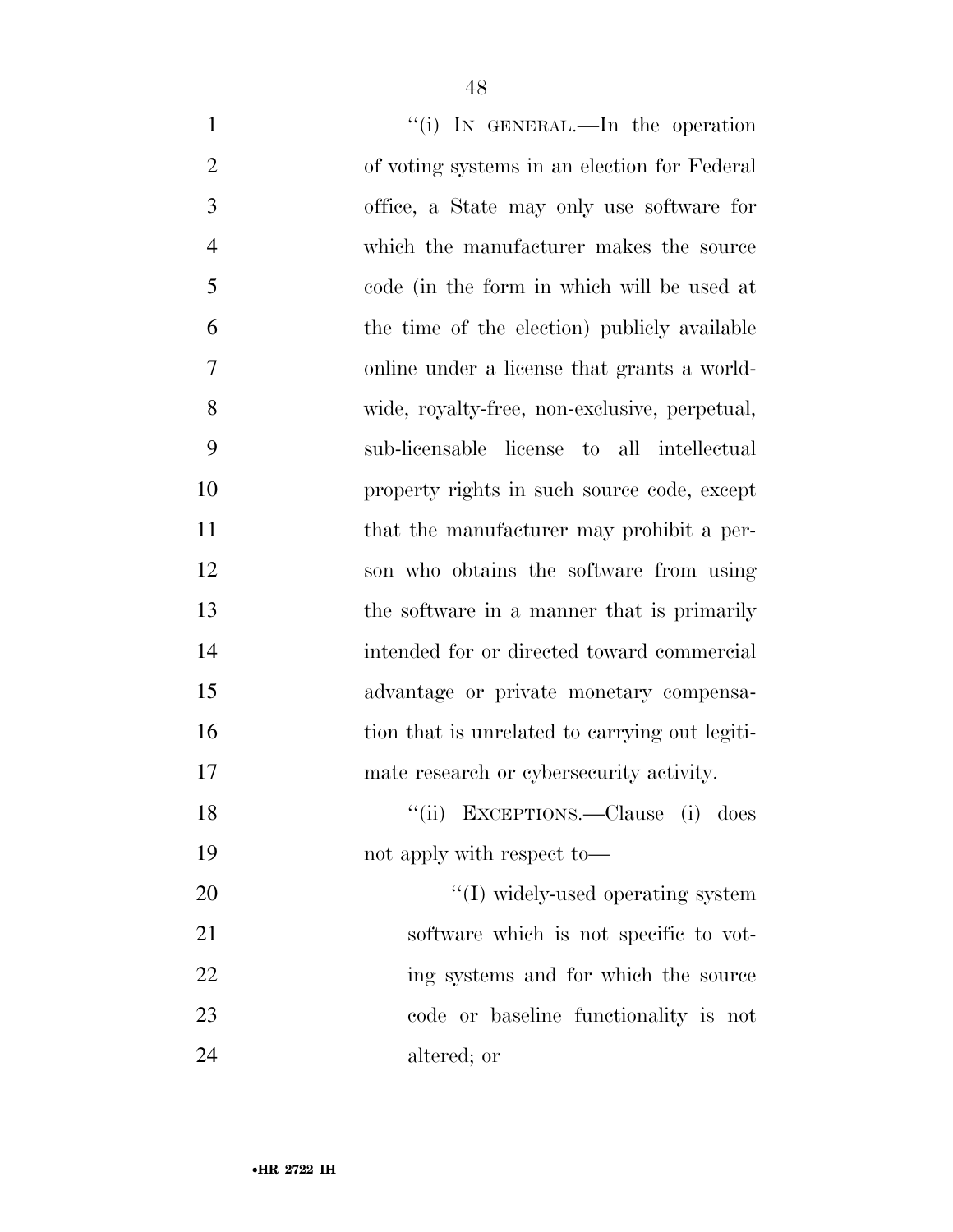"(i) IN GENERAL.—In the operation of voting systems in an election for Federal office, a State may only use software for which the manufacturer makes the source code (in the form in which will be used at the time of the election) publicly available online under a license that grants a worldwide, royalty-free, non-exclusive, perpetual, sub-licensable license to all intellectual property rights in such source code, except that the manufacturer may prohibit a person who obtains the software from using the software in a manner that is primarily intended for or directed toward commercial advantage or private monetary compensation that is unrelated to carrying out legitimate research or cybersecurity activity.

"(ii) EXCEPTIONS.—Clause (i) does not apply with respect to—

"(I) widely-used operating system software which is not specific to voting systems and for which the source code or baseline functionality is not altered; or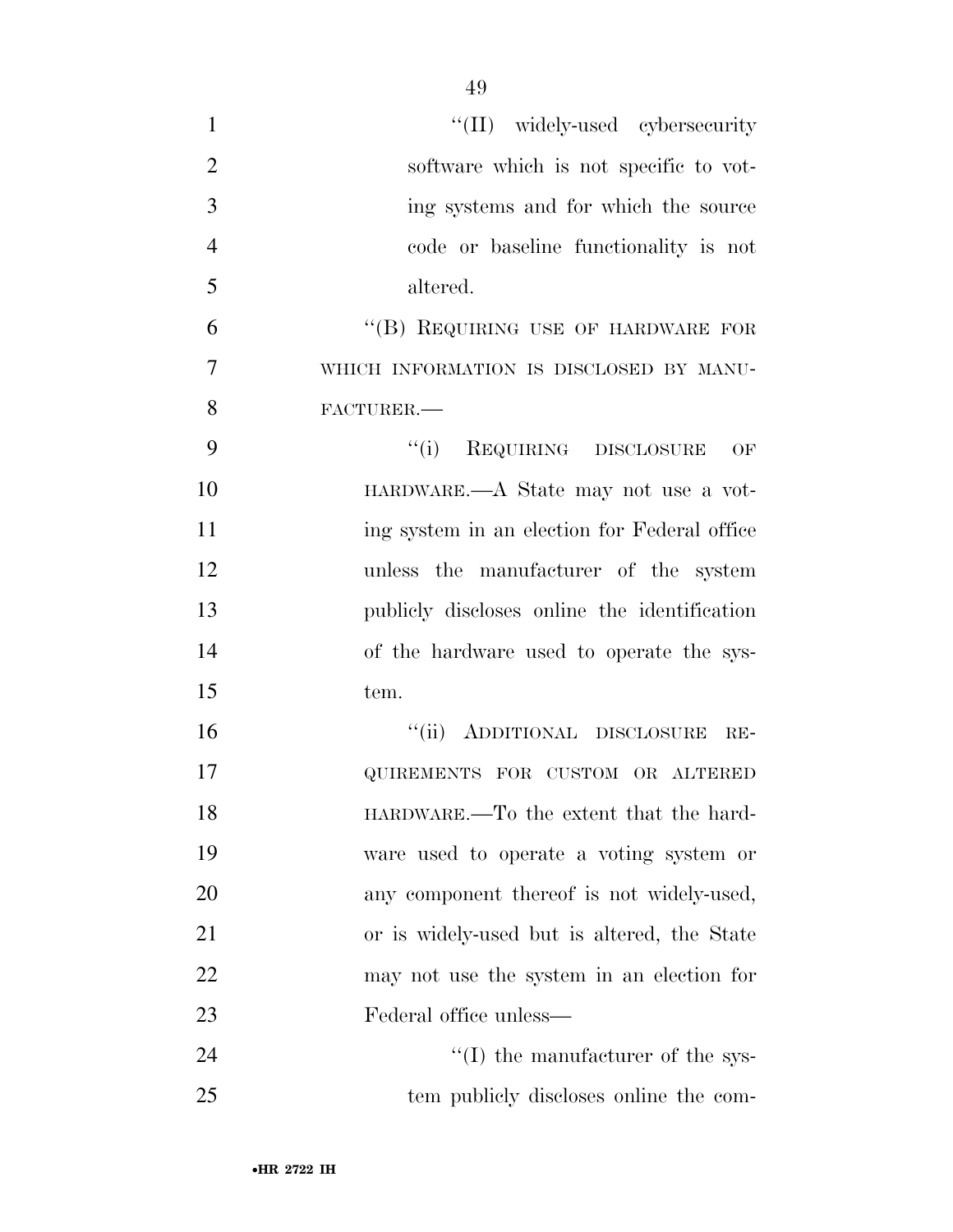"(II) widely-used cybersecurity software which is not specific to voting systems and for which the source code or baseline functionality is not altered.

"(B) REQUIRING USE OF HARDWARE FOR WHICH INFORMATION IS DISCLOSED BY MANUFACTURER.—

"(i) REQUIRING DISCLOSURE OF HARDWARE.—A State may not use a voting system in an election for Federal office unless the manufacturer of the system publicly discloses online the identification of the hardware used to operate the system.

"(ii) ADDITIONAL DISCLOSURE REQUIREMENTS FOR CUSTOM OR ALTERED HARDWARE.—To the extent that the hardware used to operate a voting system or any component thereof is not widely-used, or is widely-used but is altered, the State may not use the system in an election for Federal office unless—

"(I) the manufacturer of the system publicly discloses online the com-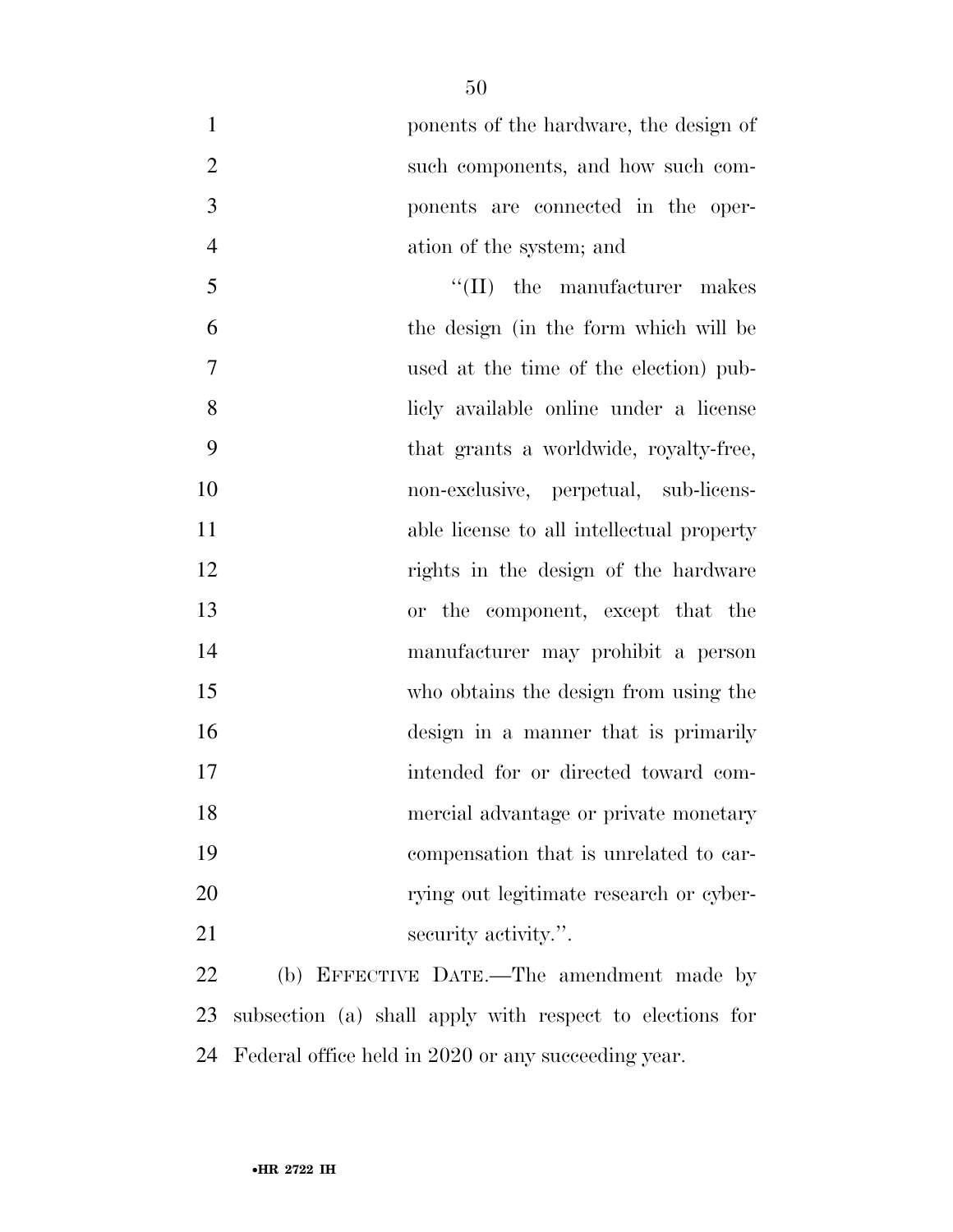ponents of the hardware, the design of such components, and how such components are connected in the operation of the system; and

"(II) the manufacturer makes the design (in the form which will be used at the time of the election) publicly available online under a license that grants a worldwide, royalty-free, non-exclusive, perpetual, sub-licensable license to all intellectual property rights in the design of the hardware or the component, except that the manufacturer may prohibit a person who obtains the design from using the design in a manner that is primarily intended for or directed toward commercial advantage or private monetary compensation that is unrelated to carrying out legitimate research or cybersecurity activity.".

(b) EFFECTIVE DATE.—The amendment made by subsection (a) shall apply with respect to elections for Federal office held in 2020 or any succeeding year.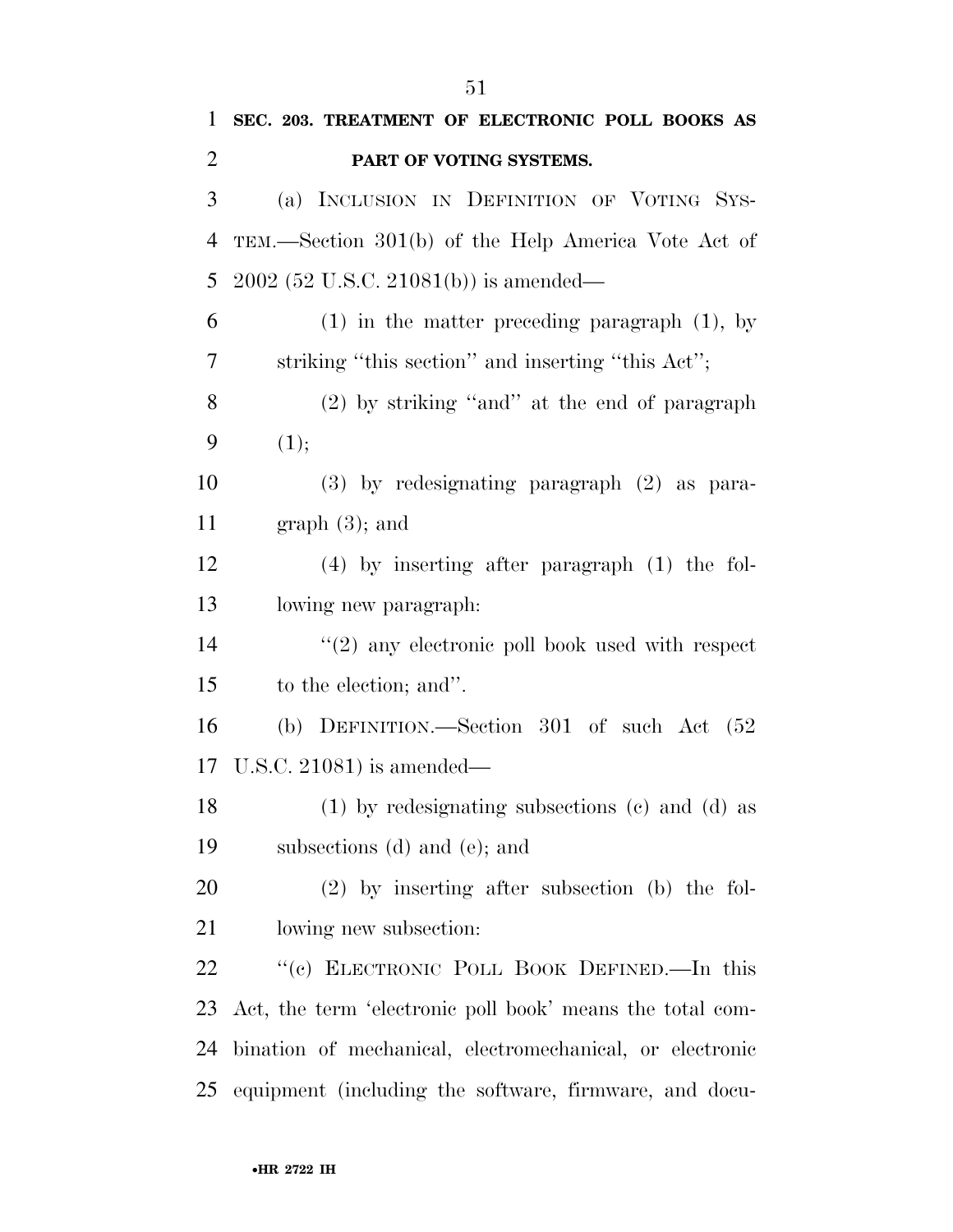**SEC. 203. TREATMENT OF ELECTRONIC POLL BOOKS AS PART OF VOTING SYSTEMS.**

(a) INCLUSION IN DEFINITION OF VOTING SYSTEM.—Section 301(b) of the Help America Vote Act of 2002 (52 U.S.C. 21081(b)) is amended—

(1) in the matter preceding paragraph (1), by striking ''this section'' and inserting ''this Act'';

(2) by striking ''and'' at the end of paragraph (1);

(3) by redesignating paragraph (2) as paragraph (3); and

(4) by inserting after paragraph (1) the following new paragraph:

''(2) any electronic poll book used with respect to the election; and''.

(b) DEFINITION.—Section 301 of such Act (52 U.S.C. 21081) is amended—

(1) by redesignating subsections (c) and (d) as subsections (d) and (e); and

(2) by inserting after subsection (b) the following new subsection:

''(c) ELECTRONIC POLL BOOK DEFINED.—In this Act, the term 'electronic poll book' means the total combination of mechanical, electromechanical, or electronic equipment (including the software, firmware, and docu-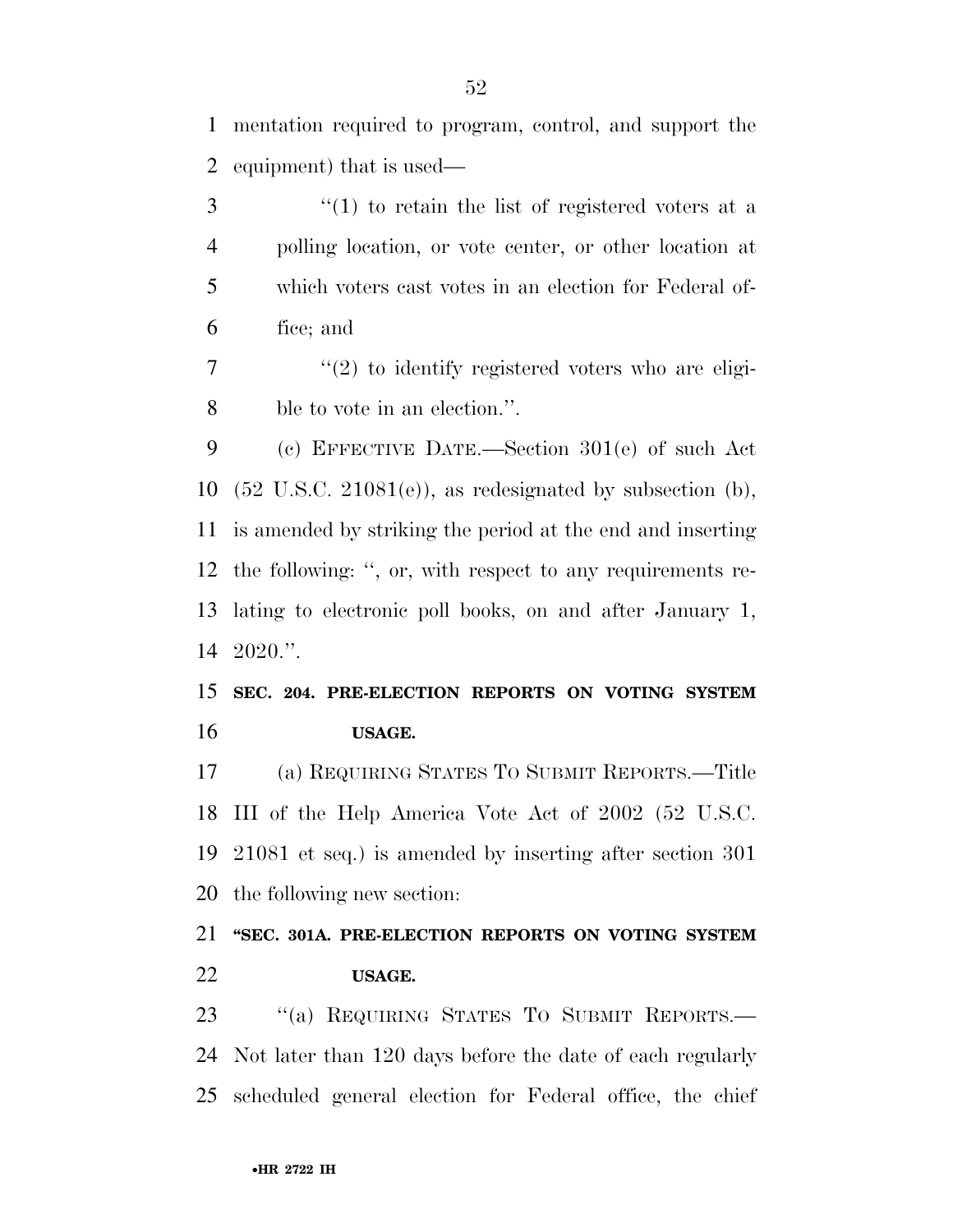mentation required to program, control, and support the equipment) that is used—

"(1) to retain the list of registered voters at a polling location, or vote center, or other location at which voters cast votes in an election for Federal office; and

"(2) to identify registered voters who are eligible to vote in an election.".

(c) EFFECTIVE DATE.—Section 301(e) of such Act (52 U.S.C. 21081(e)), as redesignated by subsection (b), is amended by striking the period at the end and inserting the following: ", or, with respect to any requirements relating to electronic poll books, on and after January 1, 2020.".

**SEC. 204. PRE-ELECTION REPORTS ON VOTING SYSTEM USAGE.**

(a) REQUIRING STATES TO SUBMIT REPORTS.—Title III of the Help America Vote Act of 2002 (52 U.S.C. 21081 et seq.) is amended by inserting after section 301 the following new section:

**"SEC. 301A. PRE-ELECTION REPORTS ON VOTING SYSTEM USAGE.**

"(a) REQUIRING STATES TO SUBMIT REPORTS.—Not later than 120 days before the date of each regularly scheduled general election for Federal office, the chief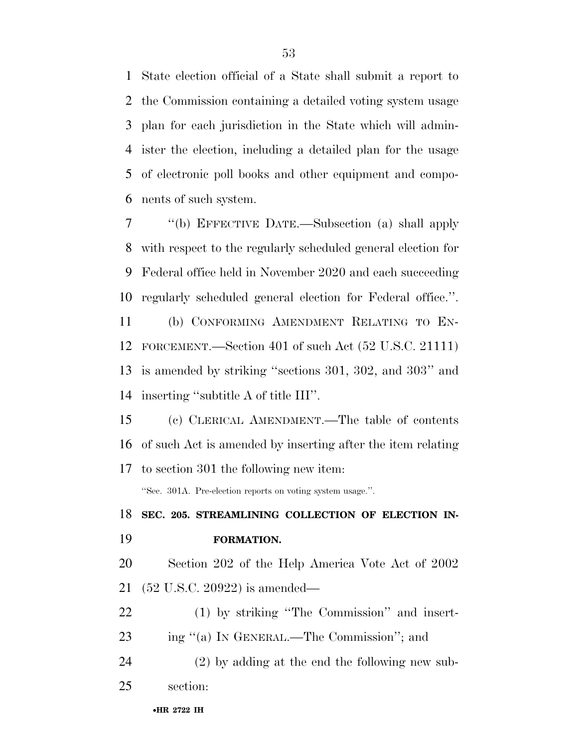State election official of a State shall submit a report to the Commission containing a detailed voting system usage plan for each jurisdiction in the State which will administer the election, including a detailed plan for the usage of electronic poll books and other equipment and components of such system.

"(b) EFFECTIVE DATE.—Subsection (a) shall apply with respect to the regularly scheduled general election for Federal office held in November 2020 and each succeeding regularly scheduled general election for Federal office.".

(b) CONFORMING AMENDMENT RELATING TO ENFORCEMENT.—Section 401 of such Act (52 U.S.C. 21111) is amended by striking "sections 301, 302, and 303" and inserting "subtitle A of title III".

(c) CLERICAL AMENDMENT.—The table of contents of such Act is amended by inserting after the item relating to section 301 the following new item:

"Sec. 301A. Pre-election reports on voting system usage.".

**SEC. 205. STREAMLINING COLLECTION OF ELECTION INFORMATION.**

Section 202 of the Help America Vote Act of 2002 (52 U.S.C. 20922) is amended—

(1) by striking "The Commission" and inserting "(a) IN GENERAL.—The Commission"; and

(2) by adding at the end the following new subsection: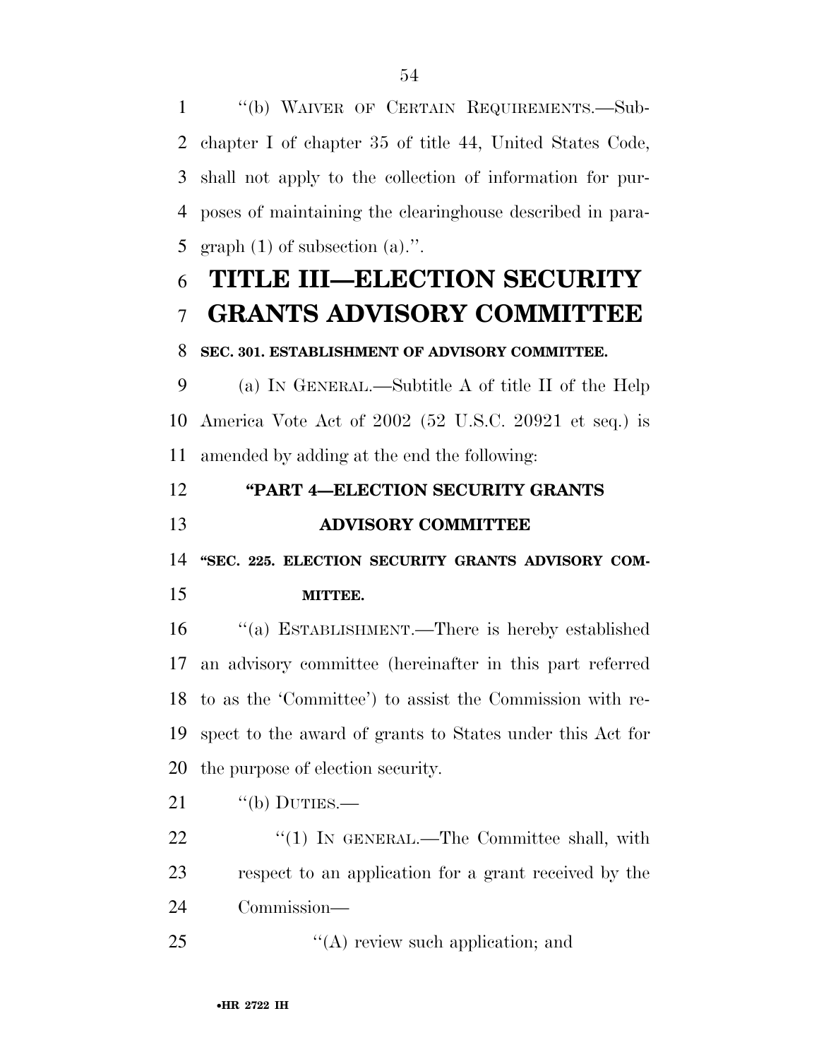"(b) WAIVER OF CERTAIN REQUIREMENTS.—Subchapter I of chapter 35 of title 44, United States Code, shall not apply to the collection of information for purposes of maintaining the clearinghouse described in paragraph (1) of subsection (a).".

# TITLE III—ELECTION SECURITY GRANTS ADVISORY COMMITTEE

### SEC. 301. ESTABLISHMENT OF ADVISORY COMMITTEE.

(a) IN GENERAL.—Subtitle A of title II of the Help America Vote Act of 2002 (52 U.S.C. 20921 et seq.) is amended by adding at the end the following:

## "PART 4—ELECTION SECURITY GRANTS ADVISORY COMMITTEE

### "SEC. 225. ELECTION SECURITY GRANTS ADVISORY COMMITTEE.

"(a) ESTABLISHMENT.—There is hereby established an advisory committee (hereinafter in this part referred to as the 'Committee') to assist the Commission with respect to the award of grants to States under this Act for the purpose of election security.

"(b) DUTIES.—

"(1) IN GENERAL.—The Committee shall, with respect to an application for a grant received by the Commission—

"(A) review such application; and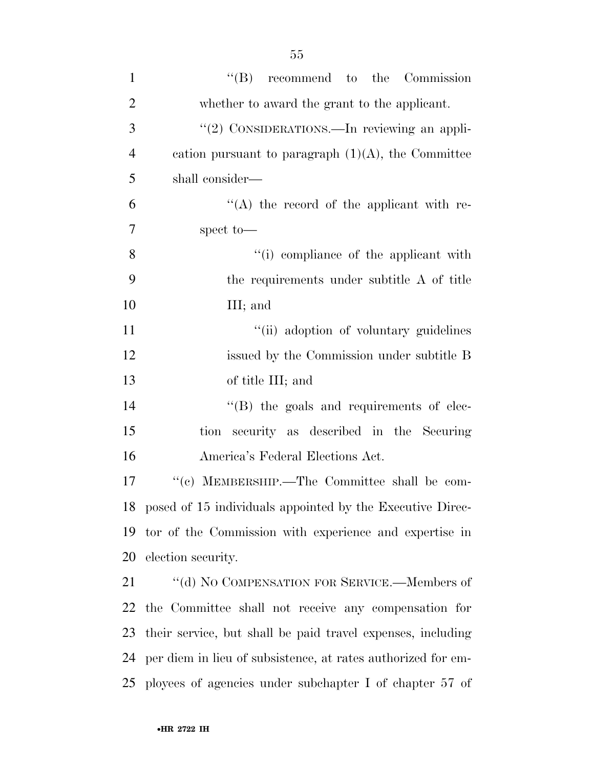''(B) recommend to the Commission whether to award the grant to the applicant.

''(2) CONSIDERATIONS.—In reviewing an application pursuant to paragraph (1)(A), the Committee shall consider—

''(A) the record of the applicant with respect to—

''(i) compliance of the applicant with the requirements under subtitle A of title III; and

''(ii) adoption of voluntary guidelines issued by the Commission under subtitle B of title III; and

''(B) the goals and requirements of election security as described in the Securing America's Federal Elections Act.

''(c) MEMBERSHIP.—The Committee shall be composed of 15 individuals appointed by the Executive Director of the Commission with experience and expertise in election security.

''(d) NO COMPENSATION FOR SERVICE.—Members of the Committee shall not receive any compensation for their service, but shall be paid travel expenses, including per diem in lieu of subsistence, at rates authorized for employees of agencies under subchapter I of chapter 57 of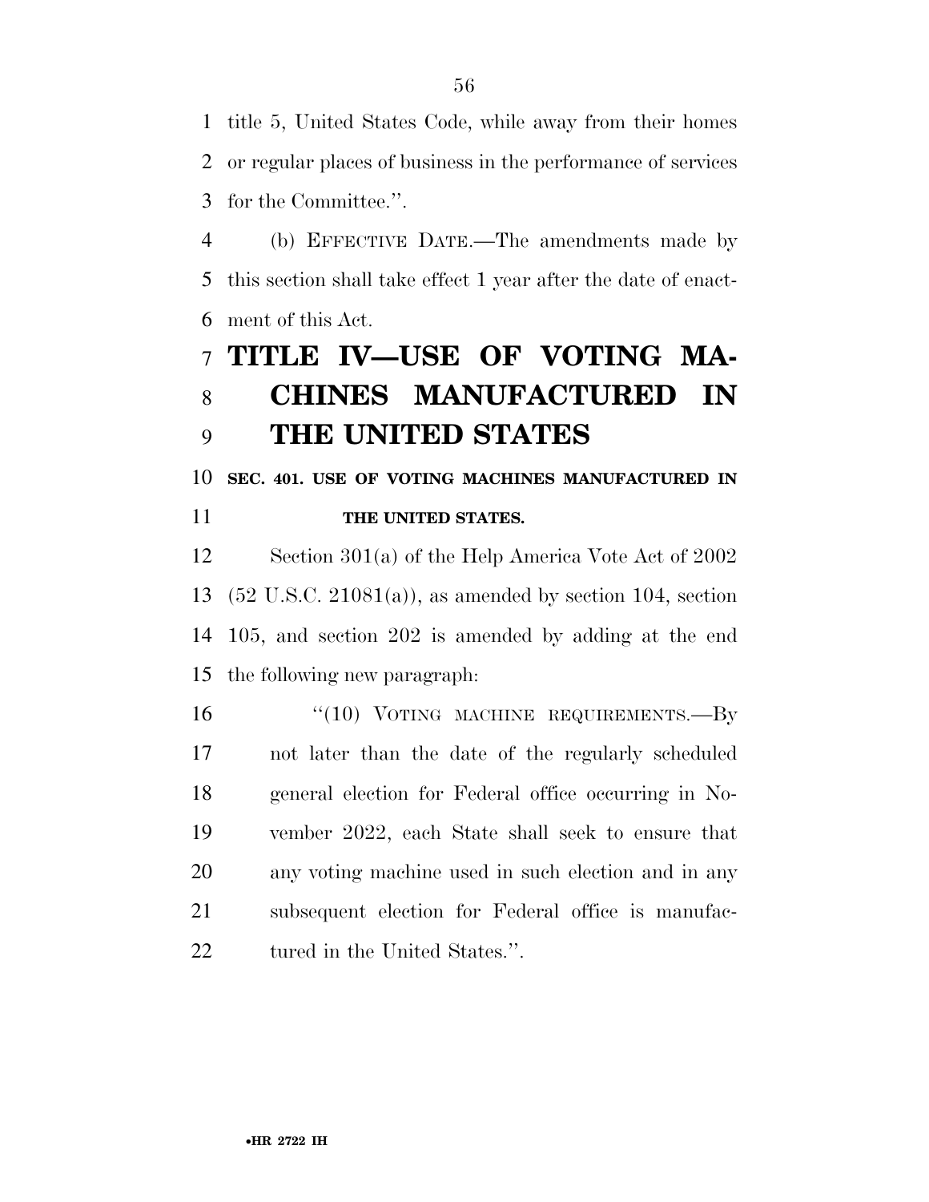title 5, United States Code, while away from their homes or regular places of business in the performance of services for the Committee.''.

(b) EFFECTIVE DATE.—The amendments made by this section shall take effect 1 year after the date of enactment of this Act.

# TITLE IV—USE OF VOTING MACHINES MANUFACTURED IN THE UNITED STATES

**SEC. 401. USE OF VOTING MACHINES MANUFACTURED IN THE UNITED STATES.**

Section 301(a) of the Help America Vote Act of 2002 (52 U.S.C. 21081(a)), as amended by section 104, section 105, and section 202 is amended by adding at the end the following new paragraph:

''(10) VOTING MACHINE REQUIREMENTS.—By not later than the date of the regularly scheduled general election for Federal office occurring in November 2022, each State shall seek to ensure that any voting machine used in such election and in any subsequent election for Federal office is manufactured in the United States.''.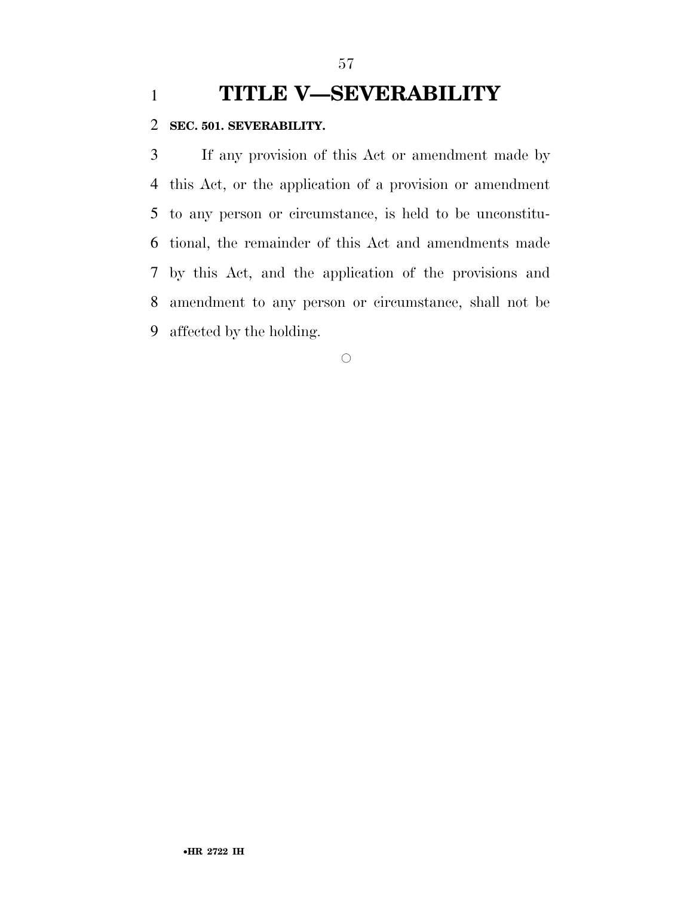# TITLE V—SEVERABILITY

**SEC. 501. SEVERABILITY.**

If any provision of this Act or amendment made by this Act, or the application of a provision or amendment to any person or circumstance, is held to be unconstitutional, the remainder of this Act and amendments made by this Act, and the application of the provisions and amendment to any person or circumstance, shall not be affected by the holding.

○